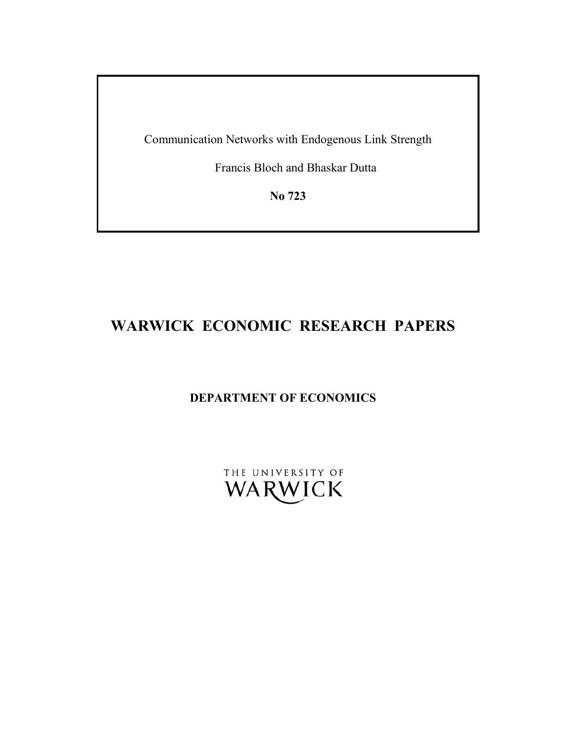Communication Networks with Endogenous Link Strength

Francis Bloch and Bhaskar Dutta

**No 723**

# WARWICK ECONOMIC RESEARCH PAPERS

**DEPARTMENT OF ECONOMICS**

THE UNIVERSITY OF WARWICK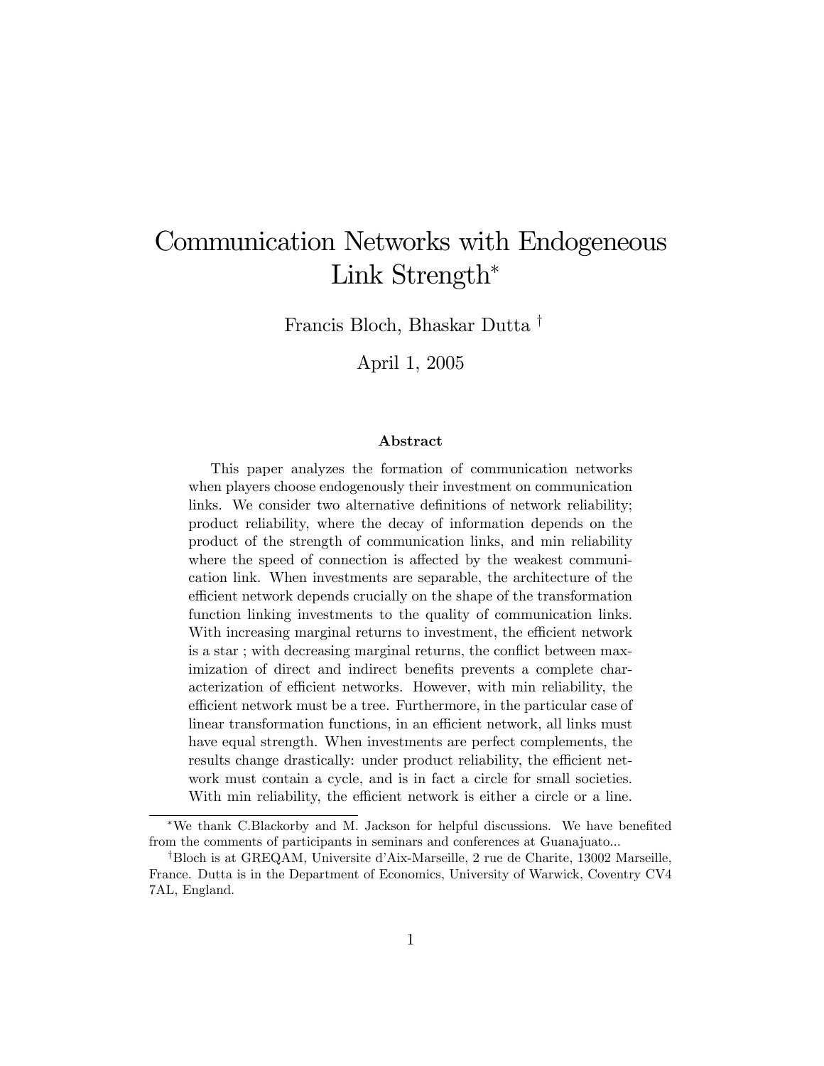# Communication Networks with Endogeneous Link Strength*

Francis Bloch, Bhaskar Dutta †

April 1, 2005

### Abstract

This paper analyzes the formation of communication networks when players choose endogenously their investment on communication links. We consider two alternative definitions of network reliability; product reliability, where the decay of information depends on the product of the strength of communication links, and min reliability where the speed of connection is affected by the weakest communication link. When investments are separable, the architecture of the efficient network depends crucially on the shape of the transformation function linking investments to the quality of communication links. With increasing marginal returns to investment, the efficient network is a star ; with decreasing marginal returns, the conflict between maximization of direct and indirect benefits prevents a complete characterization of efficient networks. However, with min reliability, the efficient network must be a tree. Furthermore, in the particular case of linear transformation functions, in an efficient network, all links must have equal strength. When investments are perfect complements, the results change drastically: under product reliability, the efficient network must contain a cycle, and is in fact a circle for small societies. With min reliability, the efficient network is either a circle or a line.

---

*We thank C.Blackorby and M. Jackson for helpful discussions. We have benefited from the comments of participants in seminars and conferences at Guanajuato...

†Bloch is at GREQAM, Universite d'Aix-Marseille, 2 rue de Charite, 13002 Marseille, France. Dutta is in the Department of Economics, University of Warwick, Coventry CV4 7AL, England.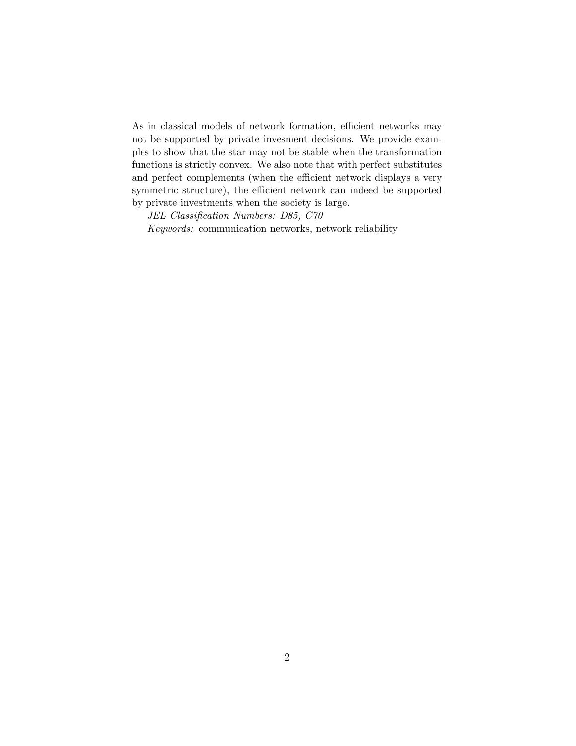As in classical models of network formation, efficient networks may not be supported by private invesment decisions. We provide examples to show that the star may not be stable when the transformation functions is strictly convex. We also note that with perfect substitutes and perfect complements (when the efficient network displays a very symmetric structure), the efficient network can indeed be supported by private investments when the society is large.

*JEL Classification Numbers: D85, C70*

*Keywords:* communication networks, network reliability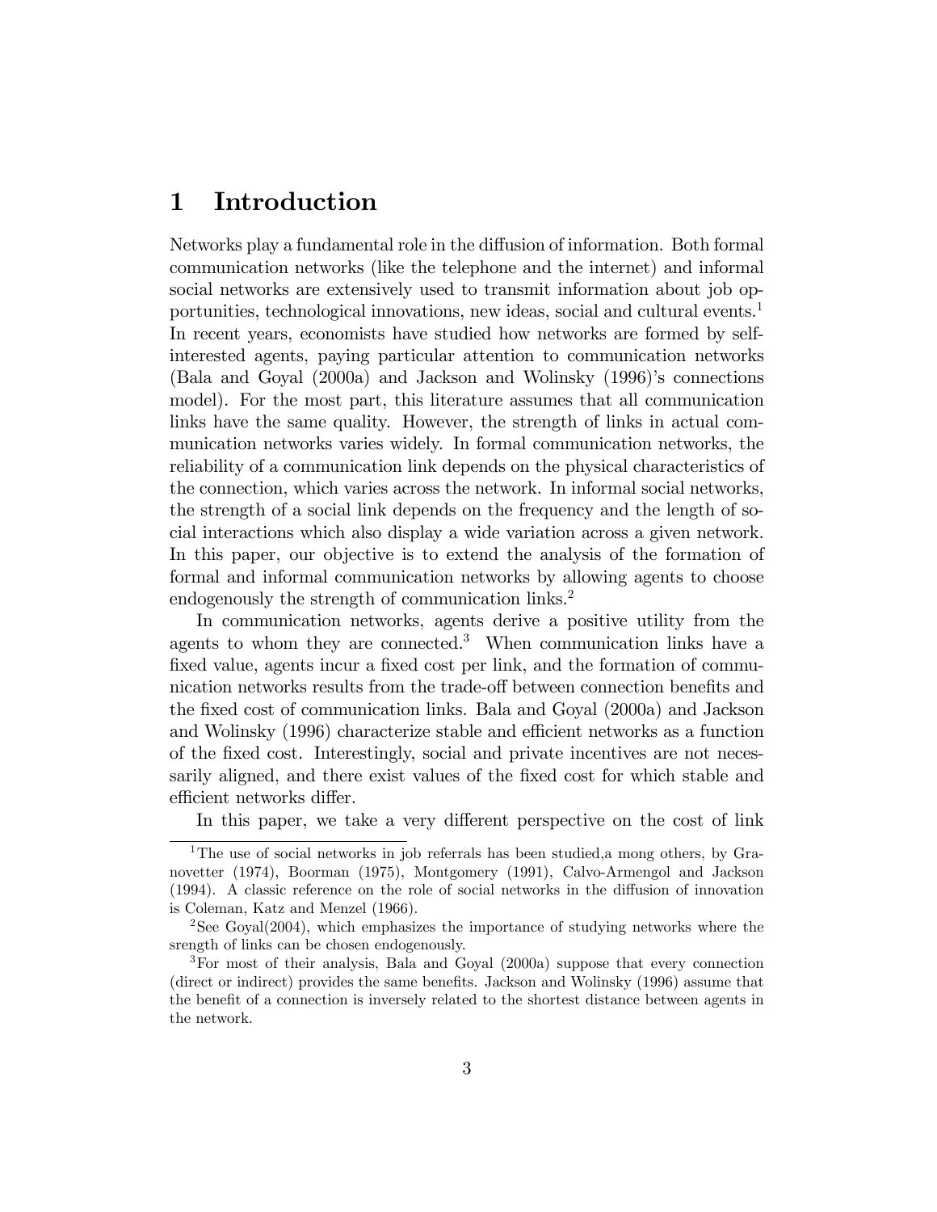# 1 Introduction

Networks play a fundamental role in the diffusion of information. Both formal communication networks (like the telephone and the internet) and informal social networks are extensively used to transmit information about job opportunities, technological innovations, new ideas, social and cultural events.[1] In recent years, economists have studied how networks are formed by self-interested agents, paying particular attention to communication networks (Bala and Goyal (2000a) and Jackson and Wolinsky (1996)'s connections model). For the most part, this literature assumes that all communication links have the same quality. However, the strength of links in actual communication networks varies widely. In formal communication networks, the reliability of a communication link depends on the physical characteristics of the connection, which varies across the network. In informal social networks, the strength of a social link depends on the frequency and the length of social interactions which also display a wide variation across a given network. In this paper, our objective is to extend the analysis of the formation of formal and informal communication networks by allowing agents to choose endogenously the strength of communication links.[2]

In communication networks, agents derive a positive utility from the agents to whom they are connected.[3] When communication links have a fixed value, agents incur a fixed cost per link, and the formation of communication networks results from the trade-off between connection benefits and the fixed cost of communication links. Bala and Goyal (2000a) and Jackson and Wolinsky (1996) characterize stable and efficient networks as a function of the fixed cost. Interestingly, social and private incentives are not necessarily aligned, and there exist values of the fixed cost for which stable and efficient networks differ.

In this paper, we take a very different perspective on the cost of link

---

[1] The use of social networks in job referrals has been studied,a mong others, by Granovetter (1974), Boorman (1975), Montgomery (1991), Calvo-Armengol and Jackson (1994). A classic reference on the role of social networks in the diffusion of innovation is Coleman, Katz and Menzel (1966).

[2] See Goyal(2004), which emphasizes the importance of studying networks where the srength of links can be chosen endogenously.

[3] For most of their analysis, Bala and Goyal (2000a) suppose that every connection (direct or indirect) provides the same benefits. Jackson and Wolinsky (1996) assume that the benefit of a connection is inversely related to the shortest distance between agents in the network.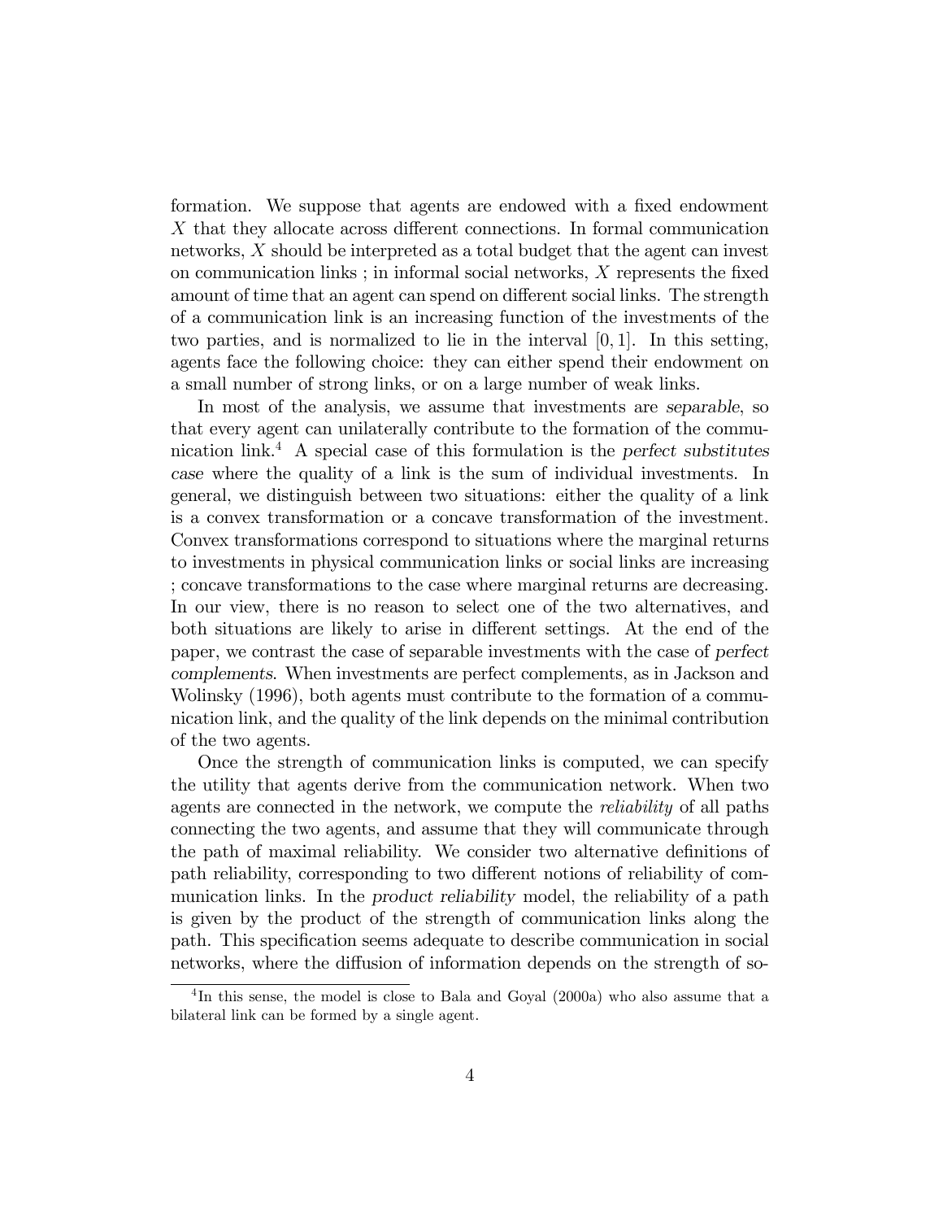formation. We suppose that agents are endowed with a fixed endowment $X$ that they allocate across different connections. In formal communication networks, $X$ should be interpreted as a total budget that the agent can invest on communication links ; in informal social networks, $X$ represents the fixed amount of time that an agent can spend on different social links. The strength of a communication link is an increasing function of the investments of the two parties, and is normalized to lie in the interval $[0, 1]$. In this setting, agents face the following choice: they can either spend their endowment on a small number of strong links, or on a large number of weak links.

In most of the analysis, we assume that investments are *separable*, so that every agent can unilaterally contribute to the formation of the communication link.[4] A special case of this formulation is the *perfect substitutes case* where the quality of a link is the sum of individual investments. In general, we distinguish between two situations: either the quality of a link is a convex transformation or a concave transformation of the investment. Convex transformations correspond to situations where the marginal returns to investments in physical communication links or social links are increasing ; concave transformations to the case where marginal returns are decreasing. In our view, there is no reason to select one of the two alternatives, and both situations are likely to arise in different settings. At the end of the paper, we contrast the case of separable investments with the case of *perfect complements*. When investments are perfect complements, as in Jackson and Wolinsky (1996), both agents must contribute to the formation of a communication link, and the quality of the link depends on the minimal contribution of the two agents.

Once the strength of communication links is computed, we can specify the utility that agents derive from the communication network. When two agents are connected in the network, we compute the *reliability* of all paths connecting the two agents, and assume that they will communicate through the path of maximal reliability. We consider two alternative definitions of path reliability, corresponding to two different notions of reliability of communication links. In the *product reliability* model, the reliability of a path is given by the product of the strength of communication links along the path. This specification seems adequate to describe communication in social networks, where the diffusion of information depends on the strength of so-

[4] In this sense, the model is close to Bala and Goyal (2000a) who also assume that a bilateral link can be formed by a single agent.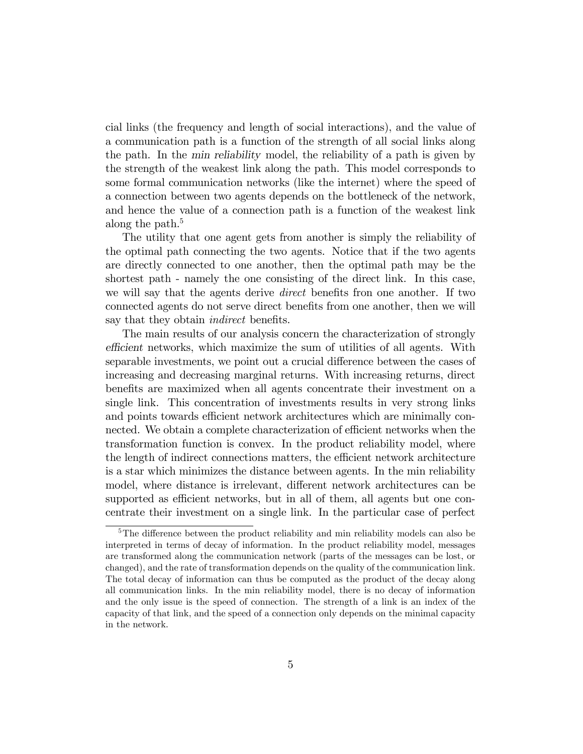cial links (the frequency and length of social interactions), and the value of a communication path is a function of the strength of all social links along the path. In the *min reliability* model, the reliability of a path is given by the strength of the weakest link along the path. This model corresponds to some formal communication networks (like the internet) where the speed of a connection between two agents depends on the bottleneck of the network, and hence the value of a connection path is a function of the weakest link along the path.[5]

The utility that one agent gets from another is simply the reliability of the optimal path connecting the two agents. Notice that if the two agents are directly connected to one another, then the optimal path may be the shortest path - namely the one consisting of the direct link. In this case, we will say that the agents derive *direct* benefits fron one another. If two connected agents do not serve direct benefits from one another, then we will say that they obtain *indirect* benefits.

The main results of our analysis concern the characterization of strongly *efficient* networks, which maximize the sum of utilities of all agents. With separable investments, we point out a crucial difference between the cases of increasing and decreasing marginal returns. With increasing returns, direct benefits are maximized when all agents concentrate their investment on a single link. This concentration of investments results in very strong links and points towards efficient network architectures which are minimally connected. We obtain a complete characterization of efficient networks when the transformation function is convex. In the product reliability model, where the length of indirect connections matters, the efficient network architecture is a star which minimizes the distance between agents. In the min reliability model, where distance is irrelevant, different network architectures can be supported as efficient networks, but in all of them, all agents but one concentrate their investment on a single link. In the particular case of perfect

---

[5] The difference between the product reliability and min reliability models can also be interpreted in terms of decay of information. In the product reliability model, messages are transformed along the communication network (parts of the messages can be lost, or changed), and the rate of transformation depends on the quality of the communication link. The total decay of information can thus be computed as the product of the decay along all communication links. In the min reliability model, there is no decay of information and the only issue is the speed of connection. The strength of a link is an index of the capacity of that link, and the speed of a connection only depends on the minimal capacity in the network.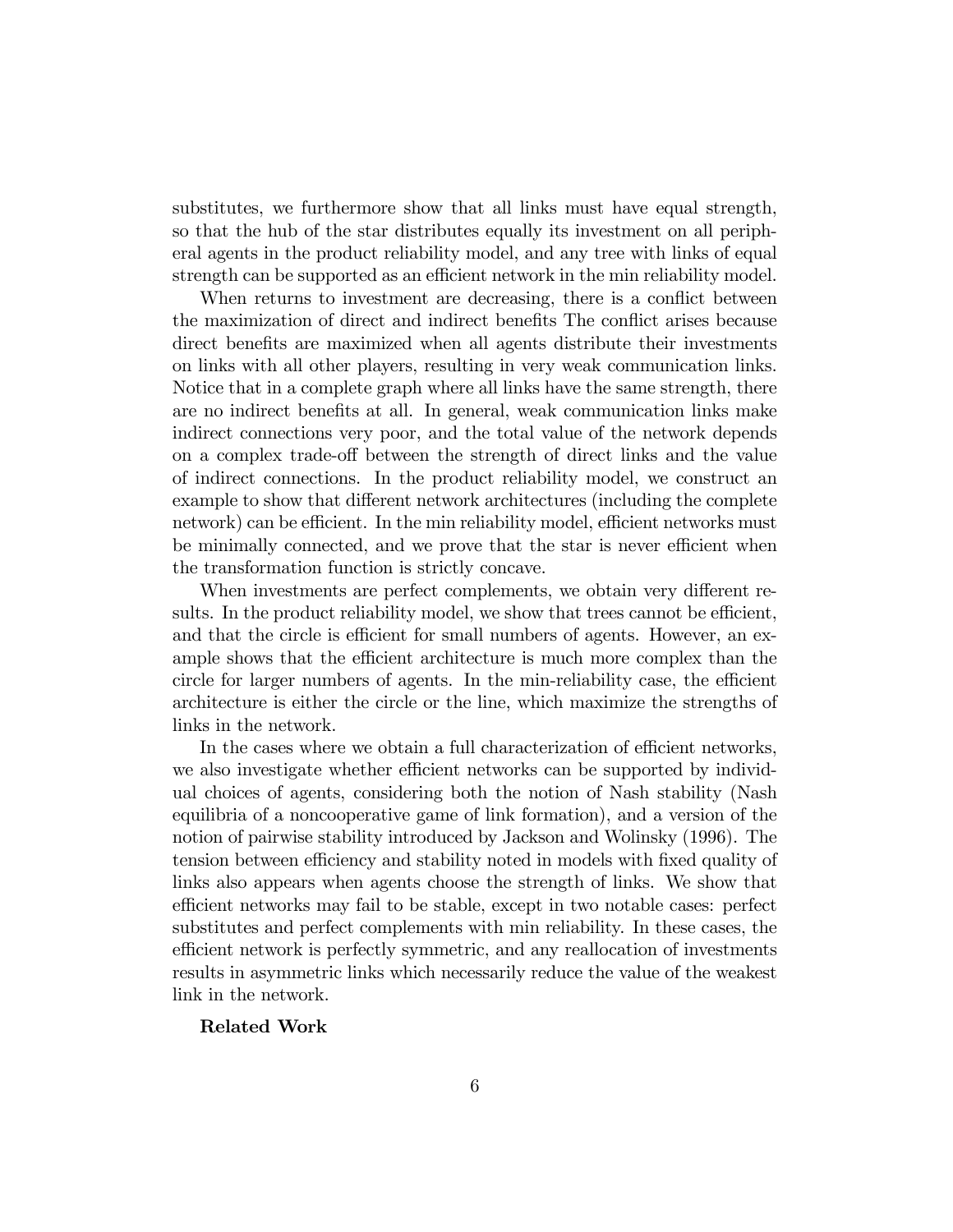substitutes, we furthermore show that all links must have equal strength, so that the hub of the star distributes equally its investment on all peripheral agents in the product reliability model, and any tree with links of equal strength can be supported as an efficient network in the min reliability model.

When returns to investment are decreasing, there is a conflict between the maximization of direct and indirect benefits The conflict arises because direct benefits are maximized when all agents distribute their investments on links with all other players, resulting in very weak communication links. Notice that in a complete graph where all links have the same strength, there are no indirect benefits at all. In general, weak communication links make indirect connections very poor, and the total value of the network depends on a complex trade-off between the strength of direct links and the value of indirect connections. In the product reliability model, we construct an example to show that different network architectures (including the complete network) can be efficient. In the min reliability model, efficient networks must be minimally connected, and we prove that the star is never efficient when the transformation function is strictly concave.

When investments are perfect complements, we obtain very different results. In the product reliability model, we show that trees cannot be efficient, and that the circle is efficient for small numbers of agents. However, an example shows that the efficient architecture is much more complex than the circle for larger numbers of agents. In the min-reliability case, the efficient architecture is either the circle or the line, which maximize the strengths of links in the network.

In the cases where we obtain a full characterization of efficient networks, we also investigate whether efficient networks can be supported by individual choices of agents, considering both the notion of Nash stability (Nash equilibria of a noncooperative game of link formation), and a version of the notion of pairwise stability introduced by Jackson and Wolinsky (1996). The tension between efficiency and stability noted in models with fixed quality of links also appears when agents choose the strength of links. We show that efficient networks may fail to be stable, except in two notable cases: perfect substitutes and perfect complements with min reliability. In these cases, the efficient network is perfectly symmetric, and any reallocation of investments results in asymmetric links which necessarily reduce the value of the weakest link in the network.

**Related Work**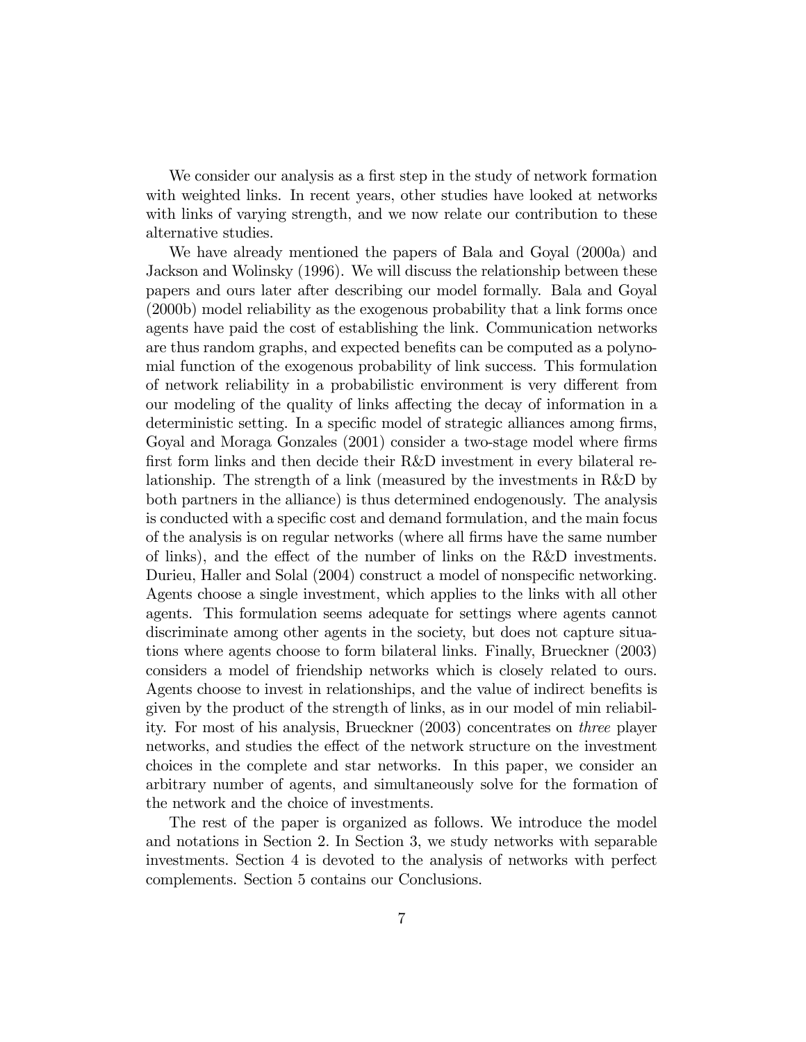We consider our analysis as a first step in the study of network formation with weighted links. In recent years, other studies have looked at networks with links of varying strength, and we now relate our contribution to these alternative studies.

We have already mentioned the papers of Bala and Goyal (2000a) and Jackson and Wolinsky (1996). We will discuss the relationship between these papers and ours later after describing our model formally. Bala and Goyal (2000b) model reliability as the exogenous probability that a link forms once agents have paid the cost of establishing the link. Communication networks are thus random graphs, and expected benefits can be computed as a polynomial function of the exogenous probability of link success. This formulation of network reliability in a probabilistic environment is very different from our modeling of the quality of links affecting the decay of information in a deterministic setting. In a specific model of strategic alliances among firms, Goyal and Moraga Gonzales (2001) consider a two-stage model where firms first form links and then decide their R&D investment in every bilateral relationship. The strength of a link (measured by the investments in R&D by both partners in the alliance) is thus determined endogenously. The analysis is conducted with a specific cost and demand formulation, and the main focus of the analysis is on regular networks (where all firms have the same number of links), and the effect of the number of links on the R&D investments. Durieu, Haller and Solal (2004) construct a model of nonspecific networking. Agents choose a single investment, which applies to the links with all other agents. This formulation seems adequate for settings where agents cannot discriminate among other agents in the society, but does not capture situations where agents choose to form bilateral links. Finally, Brueckner (2003) considers a model of friendship networks which is closely related to ours. Agents choose to invest in relationships, and the value of indirect benefits is given by the product of the strength of links, as in our model of min reliability. For most of his analysis, Brueckner (2003) concentrates on *three* player networks, and studies the effect of the network structure on the investment choices in the complete and star networks. In this paper, we consider an arbitrary number of agents, and simultaneously solve for the formation of the network and the choice of investments.

The rest of the paper is organized as follows. We introduce the model and notations in Section 2. In Section 3, we study networks with separable investments. Section 4 is devoted to the analysis of networks with perfect complements. Section 5 contains our Conclusions.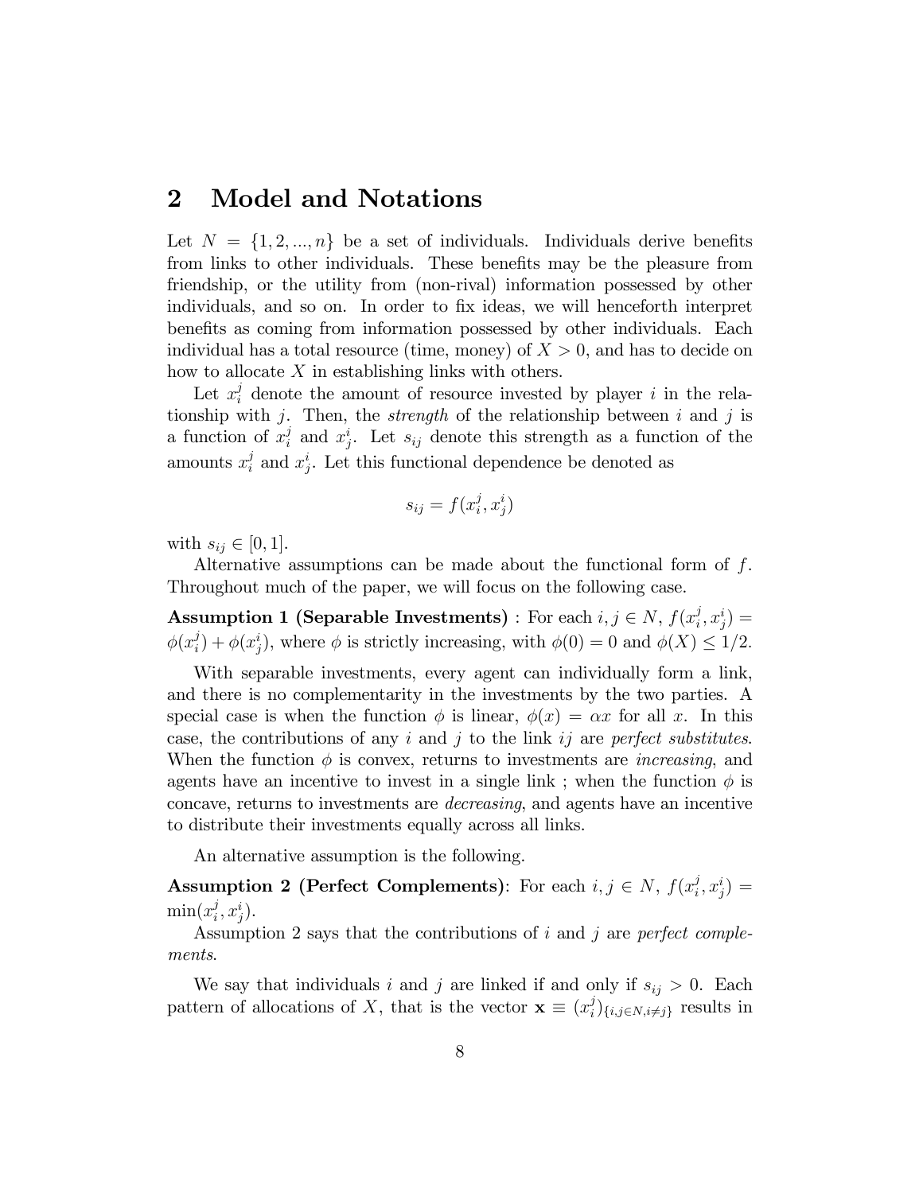## 2 Model and Notations

Let $N = \{1, 2, ..., n\}$ be a set of individuals. Individuals derive benefits from links to other individuals. These benefits may be the pleasure from friendship, or the utility from (non-rival) information possessed by other individuals, and so on. In order to fix ideas, we will henceforth interpret benefits as coming from information possessed by other individuals. Each individual has a total resource (time, money) of $X > 0$, and has to decide on how to allocate $X$ in establishing links with others.

Let $x_i^j$ denote the amount of resource invested by player $i$ in the relationship with $j$. Then, the *strength* of the relationship between $i$ and $j$ is a function of $x_i^j$ and $x_j^i$. Let $s_{ij}$ denote this strength as a function of the amounts $x_i^j$ and $x_j^i$. Let this functional dependence be denoted as

$$s_{ij} = f(x_i^j, x_j^i)$$

with $s_{ij} \in [0, 1]$.

Alternative assumptions can be made about the functional form of $f$. Throughout much of the paper, we will focus on the following case.

**Assumption 1 (Separable Investments)** : For each $i, j \in N$, $f(x_i^j, x_j^i) = \phi(x_i^j) + \phi(x_j^i)$, where $\phi$ is strictly increasing, with $\phi(0) = 0$ and $\phi(X) \leq 1/2$.

With separable investments, every agent can individually form a link, and there is no complementarity in the investments by the two parties. A special case is when the function $\phi$ is linear, $\phi(x) = \alpha x$ for all $x$. In this case, the contributions of any $i$ and $j$ to the link $ij$ are *perfect substitutes*. When the function $\phi$ is convex, returns to investments are *increasing*, and agents have an incentive to invest in a single link ; when the function $\phi$ is concave, returns to investments are *decreasing*, and agents have an incentive to distribute their investments equally across all links.

An alternative assumption is the following.

**Assumption 2 (Perfect Complements)**: For each $i, j \in N$, $f(x_i^j, x_j^i) = \min(x_i^j, x_j^i)$.

Assumption 2 says that the contributions of $i$ and $j$ are *perfect complements*.

We say that individuals $i$ and $j$ are linked if and only if $s_{ij} > 0$. Each pattern of allocations of $X$, that is the vector $\mathbf{x} \equiv (x_i^j)_{\{i,j \in N, i \neq j\}}$ results in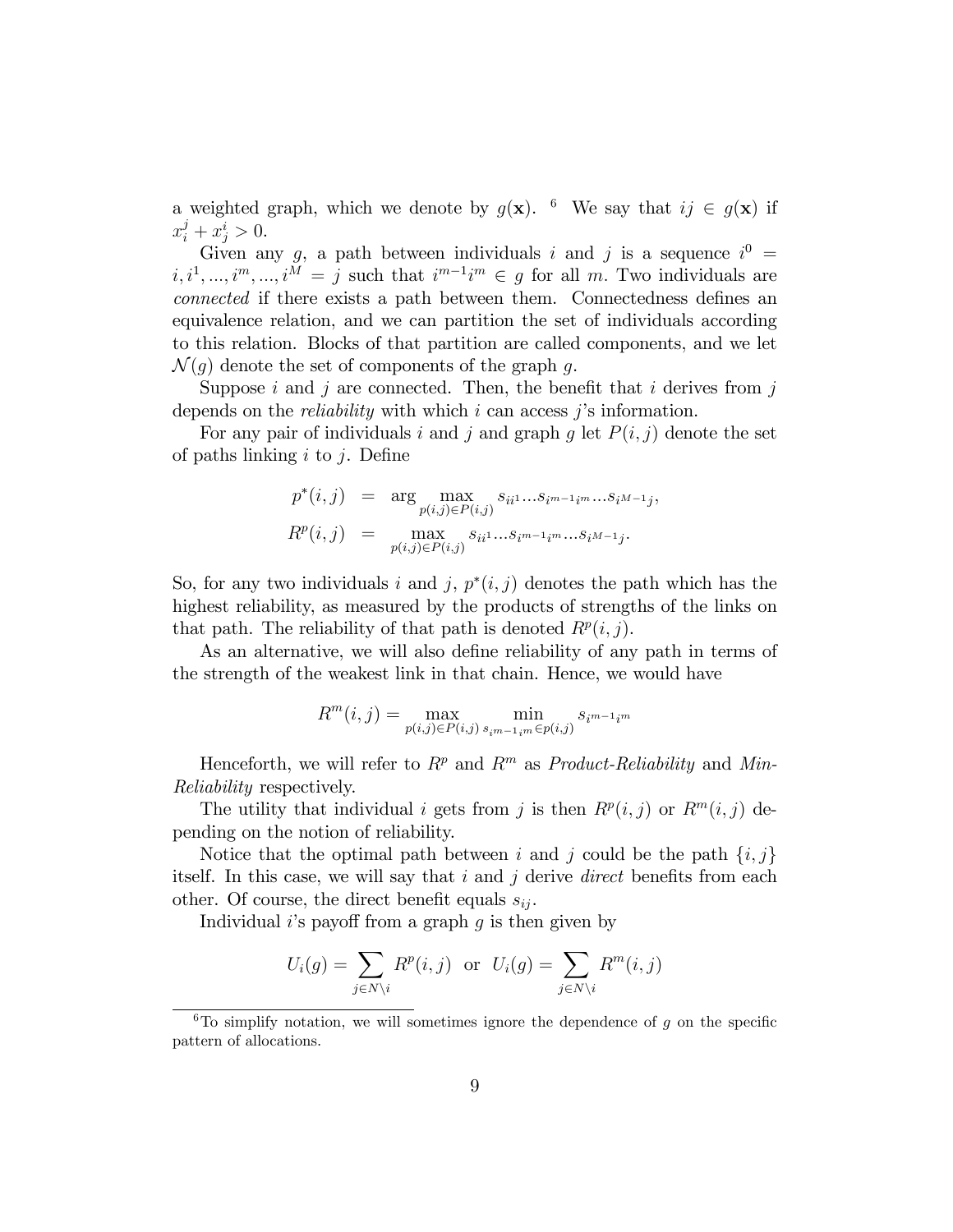a weighted graph, which we denote by $g(\mathbf{x})$. [6] We say that $ij \in g(\mathbf{x})$ if $x_i^j + x_j^i > 0$.

Given any $g$, a path between individuals $i$ and $j$ is a sequence $i^0 = i, i^1, ..., i^m, ..., i^M = j$ such that $i^{m-1}i^m \in g$ for all $m$. Two individuals are *connected* if there exists a path between them. Connectedness defines an equivalence relation, and we can partition the set of individuals according to this relation. Blocks of that partition are called components, and we let $\mathcal{N}(g)$ denote the set of components of the graph $g$.

Suppose $i$ and $j$ are connected. Then, the benefit that $i$ derives from $j$ depends on the *reliability* with which $i$ can access $j$'s information.

For any pair of individuals $i$ and $j$ and graph $g$ let $P(i,j)$ denote the set of paths linking $i$ to $j$. Define

$$
\begin{aligned}
p^*(i,j) &= \arg \max_{p(i,j) \in P(i,j)} s_{ii^1} ... s_{i^{m-1}i^m} ... s_{i^{M-1}j}, \\
R^p(i,j) &= \max_{p(i,j) \in P(i,j)} s_{ii^1} ... s_{i^{m-1}i^m} ... s_{i^{M-1}j}.
\end{aligned}
$$

So, for any two individuals $i$ and $j$, $p^*(i,j)$ denotes the path which has the highest reliability, as measured by the products of strengths of the links on that path. The reliability of that path is denoted $R^p(i,j)$.

As an alternative, we will also define reliability of any path in terms of the strength of the weakest link in that chain. Hence, we would have

$$
R^m(i,j) = \max_{p(i,j) \in P(i,j)} \min_{s_{i^{m-1}i^m} \in p(i,j)} s_{i^{m-1}i^m}
$$

Henceforth, we will refer to $R^p$ and $R^m$ as *Product-Reliability* and *Min-Reliability* respectively.

The utility that individual $i$ gets from $j$ is then $R^p(i,j)$ or $R^m(i,j)$ depending on the notion of reliability.

Notice that the optimal path between $i$ and $j$ could be the path $\{i,j\}$ itself. In this case, we will say that $i$ and $j$ derive *direct* benefits from each other. Of course, the direct benefit equals $s_{ij}$.

Individual $i$'s payoff from a graph $g$ is then given by

$$
U_i(g) = \sum_{j \in N \setminus i} R^p(i,j) \;\; \text{or} \;\; U_i(g) = \sum_{j \in N \setminus i} R^m(i,j)
$$

[6] To simplify notation, we will sometimes ignore the dependence of $g$ on the specific pattern of allocations.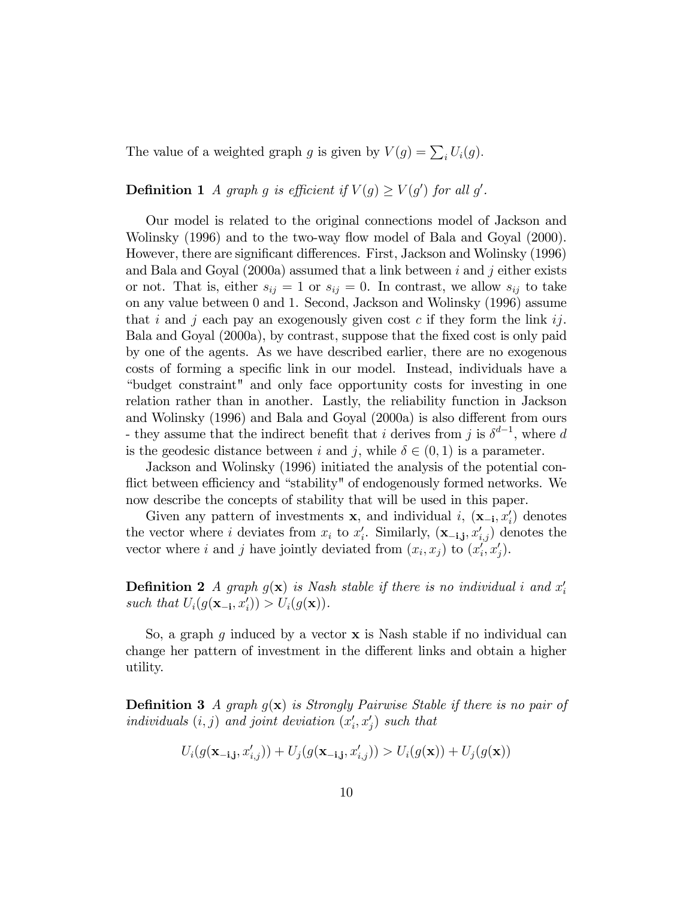The value of a weighted graph $g$ is given by $V(g) = \sum_i U_i(g)$.

**Definition 1** *A graph $g$ is efficient if $V(g) \geq V(g')$ for all $g'$.*

Our model is related to the original connections model of Jackson and Wolinsky (1996) and to the two-way flow model of Bala and Goyal (2000). However, there are significant differences. First, Jackson and Wolinsky (1996) and Bala and Goyal (2000a) assumed that a link between $i$ and $j$ either exists or not. That is, either $s_{ij} = 1$ or $s_{ij} = 0$. In contrast, we allow $s_{ij}$ to take on any value between 0 and 1. Second, Jackson and Wolinsky (1996) assume that $i$ and $j$ each pay an exogenously given cost $c$ if they form the link $ij$. Bala and Goyal (2000a), by contrast, suppose that the fixed cost is only paid by one of the agents. As we have described earlier, there are no exogenous costs of forming a specific link in our model. Instead, individuals have a "budget constraint" and only face opportunity costs for investing in one relation rather than in another. Lastly, the reliability function in Jackson and Wolinsky (1996) and Bala and Goyal (2000a) is also different from ours - they assume that the indirect benefit that $i$ derives from $j$ is $\delta^{d-1}$, where $d$ is the geodesic distance between $i$ and $j$, while $\delta \in (0, 1)$ is a parameter.

Jackson and Wolinsky (1996) initiated the analysis of the potential conflict between efficiency and "stability" of endogenously formed networks. We now describe the concepts of stability that will be used in this paper.

Given any pattern of investments $\mathbf{x}$, and individual $i$, $(\mathbf{x}_{-\mathbf{i}}, x'_i)$ denotes the vector where $i$ deviates from $x_i$ to $x'_i$. Similarly, $(\mathbf{x}_{-\mathbf{i},\mathbf{j}}, x'_{i,j})$ denotes the vector where $i$ and $j$ have jointly deviated from $(x_i, x_j)$ to $(x'_i, x'_j)$.

**Definition 2** *A graph $g(\mathbf{x})$ is Nash stable if there is no individual $i$ and $x'_i$ such that $U_i(g(\mathbf{x}_{-\mathbf{i}}, x'_i)) > U_i(g(\mathbf{x}))$.*

So, a graph $g$ induced by a vector $\mathbf{x}$ is Nash stable if no individual can change her pattern of investment in the different links and obtain a higher utility.

**Definition 3** *A graph $g(\mathbf{x})$ is Strongly Pairwise Stable if there is no pair of individuals $(i, j)$ and joint deviation $(x'_i, x'_j)$ such that*

$$U_i(g(\mathbf{x}_{-\mathbf{i},\mathbf{j}}, x'_{i,j})) + U_j(g(\mathbf{x}_{-\mathbf{i},\mathbf{j}}, x'_{i,j})) > U_i(g(\mathbf{x})) + U_j(g(\mathbf{x}))$$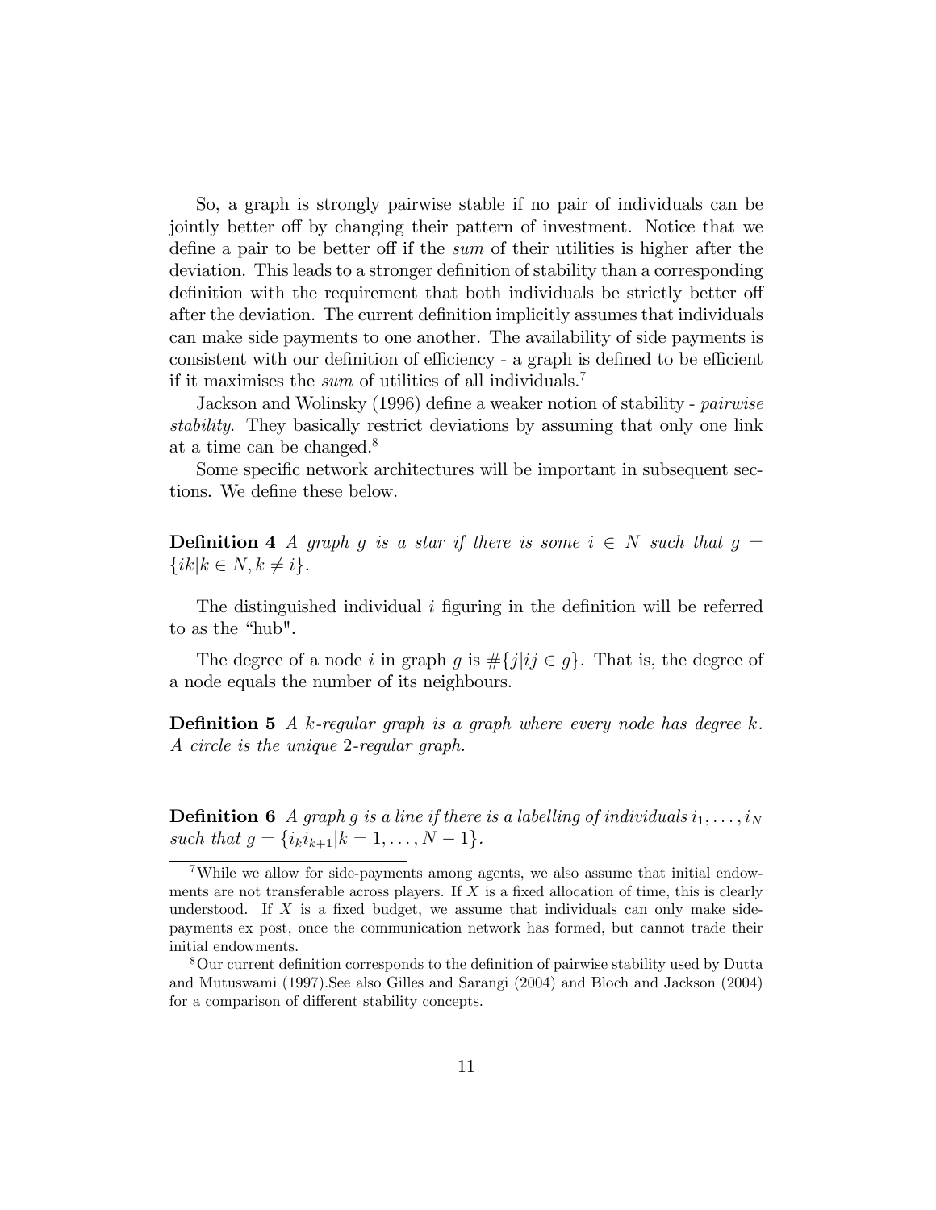So, a graph is strongly pairwise stable if no pair of individuals can be jointly better off by changing their pattern of investment. Notice that we define a pair to be better off if the *sum* of their utilities is higher after the deviation. This leads to a stronger definition of stability than a corresponding definition with the requirement that both individuals be strictly better off after the deviation. The current definition implicitly assumes that individuals can make side payments to one another. The availability of side payments is consistent with our definition of efficiency - a graph is defined to be efficient if it maximises the *sum* of utilities of all individuals.[7]

Jackson and Wolinsky (1996) define a weaker notion of stability - *pairwise stability*. They basically restrict deviations by assuming that only one link at a time can be changed.[8]

Some specific network architectures will be important in subsequent sections. We define these below.

**Definition 4** *A graph $g$ is a star if there is some $i \in N$ such that $g = \{ik | k \in N, k \neq i\}$.*

The distinguished individual $i$ figuring in the definition will be referred to as the "hub".

The degree of a node $i$ in graph $g$ is $\#\{j | ij \in g\}$. That is, the degree of a node equals the number of its neighbours.

**Definition 5** *A $k$-regular graph is a graph where every node has degree $k$. A circle is the unique 2-regular graph.*

**Definition 6** *A graph $g$ is a line if there is a labelling of individuals $i_1, \ldots, i_N$ such that $g = \{i_k i_{k+1} | k = 1, \ldots, N-1\}$.*

---

[7] While we allow for side-payments among agents, we also assume that initial endowments are not transferable across players. If $X$ is a fixed allocation of time, this is clearly understood. If $X$ is a fixed budget, we assume that individuals can only make side-payments ex post, once the communication network has formed, but cannot trade their initial endowments.

[8] Our current definition corresponds to the definition of pairwise stability used by Dutta and Mutuswami (1997).See also Gilles and Sarangi (2004) and Bloch and Jackson (2004) for a comparison of different stability concepts.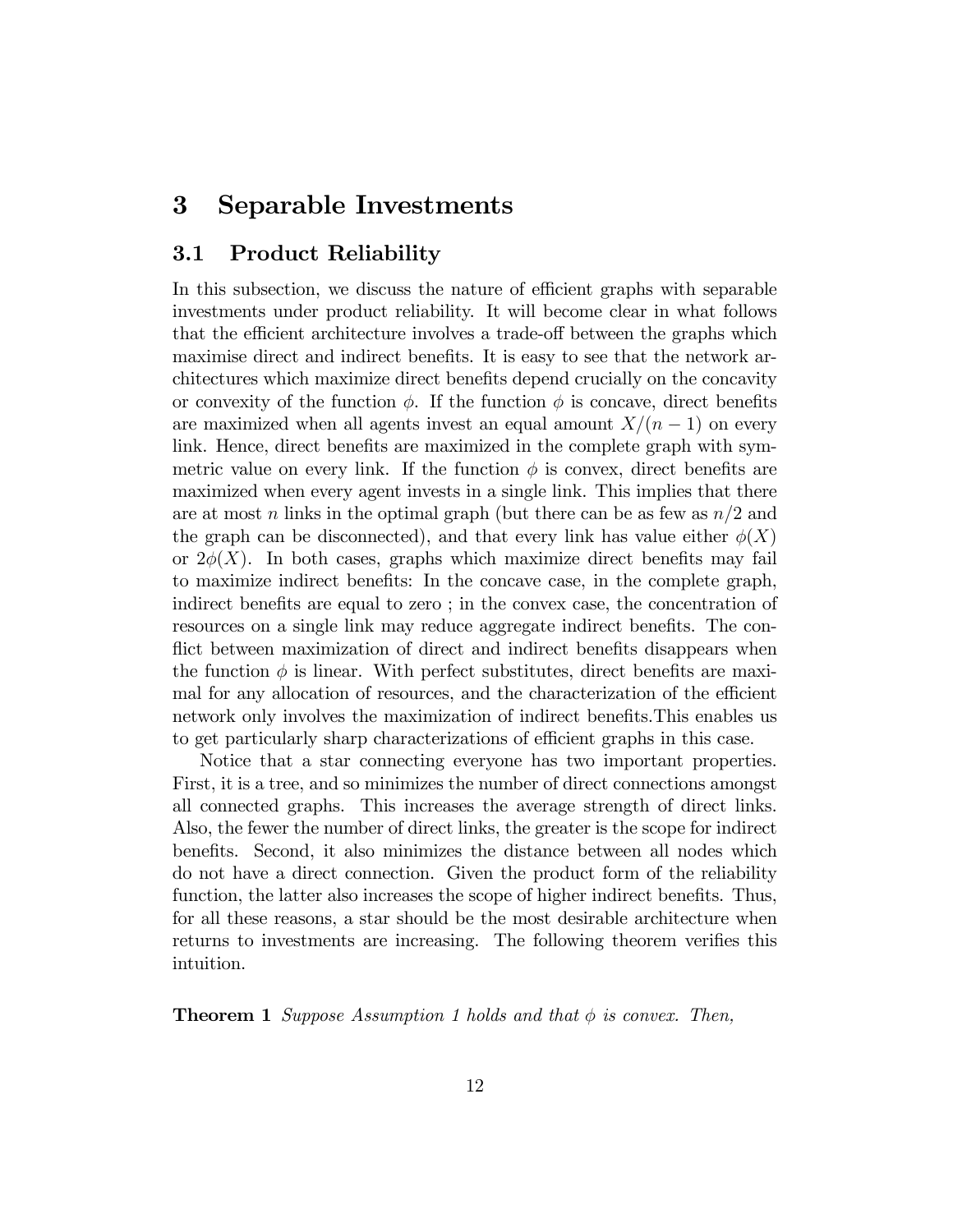# 3 Separable Investments

## 3.1 Product Reliability

In this subsection, we discuss the nature of efficient graphs with separable investments under product reliability. It will become clear in what follows that the efficient architecture involves a trade-off between the graphs which maximise direct and indirect benefits. It is easy to see that the network architectures which maximize direct benefits depend crucially on the concavity or convexity of the function $\phi$. If the function $\phi$ is concave, direct benefits are maximized when all agents invest an equal amount $X/(n-1)$ on every link. Hence, direct benefits are maximized in the complete graph with symmetric value on every link. If the function $\phi$ is convex, direct benefits are maximized when every agent invests in a single link. This implies that there are at most $n$ links in the optimal graph (but there can be as few as $n/2$ and the graph can be disconnected), and that every link has value either $\phi(X)$ or $2\phi(X)$. In both cases, graphs which maximize direct benefits may fail to maximize indirect benefits: In the concave case, in the complete graph, indirect benefits are equal to zero ; in the convex case, the concentration of resources on a single link may reduce aggregate indirect benefits. The conflict between maximization of direct and indirect benefits disappears when the function $\phi$ is linear. With perfect substitutes, direct benefits are maximal for any allocation of resources, and the characterization of the efficient network only involves the maximization of indirect benefits.This enables us to get particularly sharp characterizations of efficient graphs in this case.

Notice that a star connecting everyone has two important properties. First, it is a tree, and so minimizes the number of direct connections amongst all connected graphs. This increases the average strength of direct links. Also, the fewer the number of direct links, the greater is the scope for indirect benefits. Second, it also minimizes the distance between all nodes which do not have a direct connection. Given the product form of the reliability function, the latter also increases the scope of higher indirect benefits. Thus, for all these reasons, a star should be the most desirable architecture when returns to investments are increasing. The following theorem verifies this intuition.

**Theorem 1** *Suppose Assumption 1 holds and that $\phi$ is convex. Then,*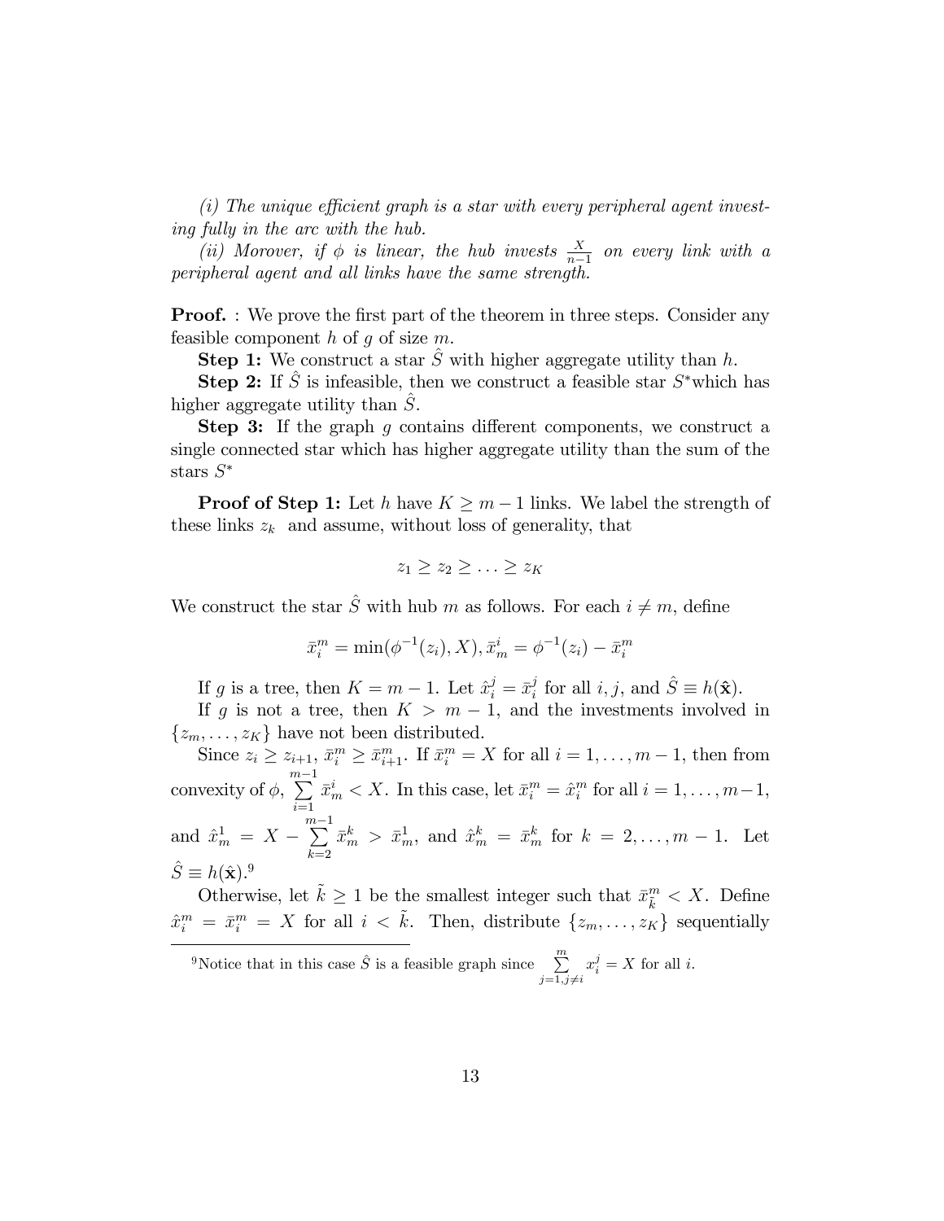*(i) The unique efficient graph is a star with every peripheral agent investing fully in the arc with the hub.*

*(ii) Morover, if $\phi$ is linear, the hub invests $\frac{X}{n-1}$ on every link with a peripheral agent and all links have the same strength.*

**Proof.** : We prove the first part of the theorem in three steps. Consider any feasible component $h$ of $g$ of size $m$.

**Step 1:** We construct a star $\hat{S}$ with higher aggregate utility than $h$.

**Step 2:** If $\hat{S}$ is infeasible, then we construct a feasible star $S^*$which has higher aggregate utility than $\hat{S}$.

**Step 3:** If the graph $g$ contains different components, we construct a single connected star which has higher aggregate utility than the sum of the stars $S^*$

**Proof of Step 1:** Let $h$ have $K \geq m-1$ links. We label the strength of these links $z_k$ and assume, without loss of generality, that

$$z_1 \geq z_2 \geq \ldots \geq z_K$$

We construct the star $\hat{S}$ with hub $m$ as follows. For each $i \neq m$, define

$$\bar{x}_i^m = \min(\phi^{-1}(z_i), X), \bar{x}_m^i = \phi^{-1}(z_i) - \bar{x}_i^m$$

If $g$ is a tree, then $K = m-1$. Let $\hat{x}_i^j = \bar{x}_i^j$ for all $i, j$, and $\hat{S} \equiv h(\hat{\mathbf{x}})$.

If $g$ is not a tree, then $K > m-1$, and the investments involved in $\{z_m, \ldots, z_K\}$ have not been distributed.

Since $z_i \geq z_{i+1}$, $\bar{x}_i^m \geq \bar{x}_{i+1}^m$. If $\bar{x}_i^m = X$ for all $i = 1, \ldots, m-1$, then from convexity of $\phi$, $\sum_{i=1}^{m-1} \bar{x}_m^i < X$. In this case, let $\bar{x}_i^m = \hat{x}_i^m$ for all $i = 1, \ldots, m-1$, and $\hat{x}_m^1 = X - \sum_{k=2}^{m-1} \bar{x}_m^k > \bar{x}_m^1$, and $\hat{x}_m^k = \bar{x}_m^k$ for $k = 2, \ldots, m-1$. Let $\hat{S} \equiv h(\hat{\mathbf{x}})$.[9]

Otherwise, let $\tilde{k} \geq 1$ be the smallest integer such that $\bar{x}_{\tilde{k}}^m < X$. Define $\hat{x}_i^m = \bar{x}_i^m = X$ for all $i < \tilde{k}$. Then, distribute $\{z_m, \ldots, z_K\}$ sequentially

[9]Notice that in this case $\hat{S}$ is a feasible graph since $\sum_{j=1, j\neq i}^{m} x_i^j = X$ for all $i$.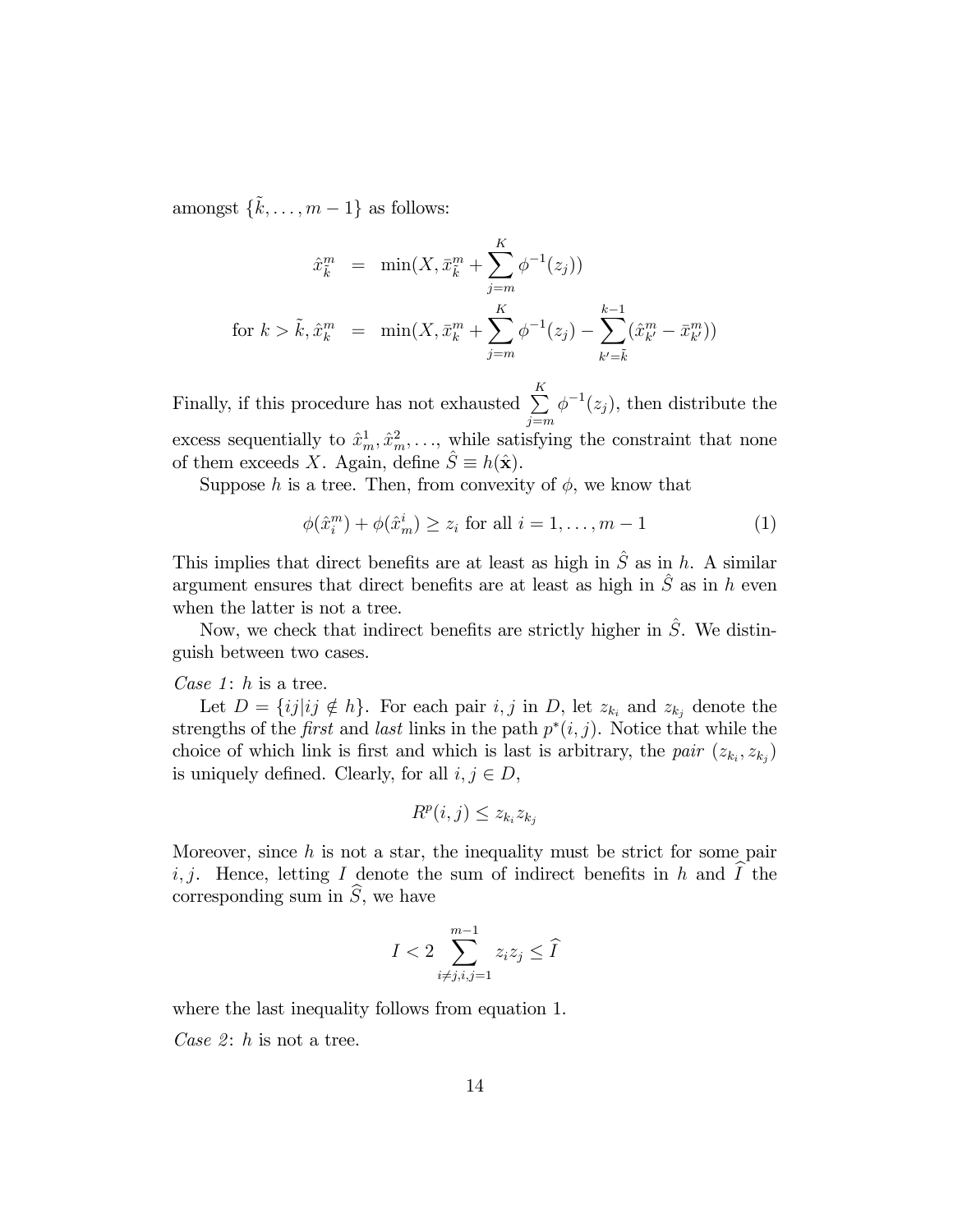amongst $\{\tilde{k}, \ldots, m-1\}$ as follows:

$$
\begin{aligned}
\hat{x}^m_{\tilde{k}} &= \min(X, \bar{x}^m_{\tilde{k}} + \sum_{j=m}^{K} \phi^{-1}(z_j)) \\
\text{for } k > \tilde{k}, \hat{x}^m_k &= \min(X, \bar{x}^m_k + \sum_{j=m}^{K} \phi^{-1}(z_j) - \sum_{k'=\tilde{k}}^{k-1} (\hat{x}^m_{k'} - \bar{x}^m_{k'}))
\end{aligned}
$$

Finally, if this procedure has not exhausted $\sum_{j=m}^{K} \phi^{-1}(z_j)$, then distribute the excess sequentially to $\hat{x}^1_m, \hat{x}^2_m, \ldots$, while satisfying the constraint that none of them exceeds $X$. Again, define $\hat{S} \equiv h(\hat{\mathbf{x}})$.

Suppose $h$ is a tree. Then, from convexity of $\phi$, we know that

$$
\phi(\hat{x}^m_i) + \phi(\hat{x}^i_m) \geq z_i \text{ for all } i = 1, \ldots, m-1 \tag{1}
$$

This implies that direct benefits are at least as high in $\hat{S}$ as in $h$. A similar argument ensures that direct benefits are at least as high in $\hat{S}$ as in $h$ even when the latter is not a tree.

Now, we check that indirect benefits are strictly higher in $\hat{S}$. We distinguish between two cases.

*Case 1*: $h$ is a tree.

Let $D = \{ij | ij \notin h\}$. For each pair $i, j$ in $D$, let $z_{k_i}$ and $z_{k_j}$ denote the strengths of the *first* and *last* links in the path $p^*(i,j)$. Notice that while the choice of which link is first and which is last is arbitrary, the *pair* $(z_{k_i}, z_{k_j})$ is uniquely defined. Clearly, for all $i, j \in D$,

$$
R^p(i,j) \leq z_{k_i} z_{k_j}
$$

Moreover, since $h$ is not a star, the inequality must be strict for some pair $i, j$. Hence, letting $I$ denote the sum of indirect benefits in $h$ and $\widehat{I}$ the corresponding sum in $\widehat{S}$, we have

$$
I < 2 \sum_{i \neq j, i,j=1}^{m-1} z_i z_j \leq \widehat{I}
$$

where the last inequality follows from equation 1.

*Case 2*: $h$ is not a tree.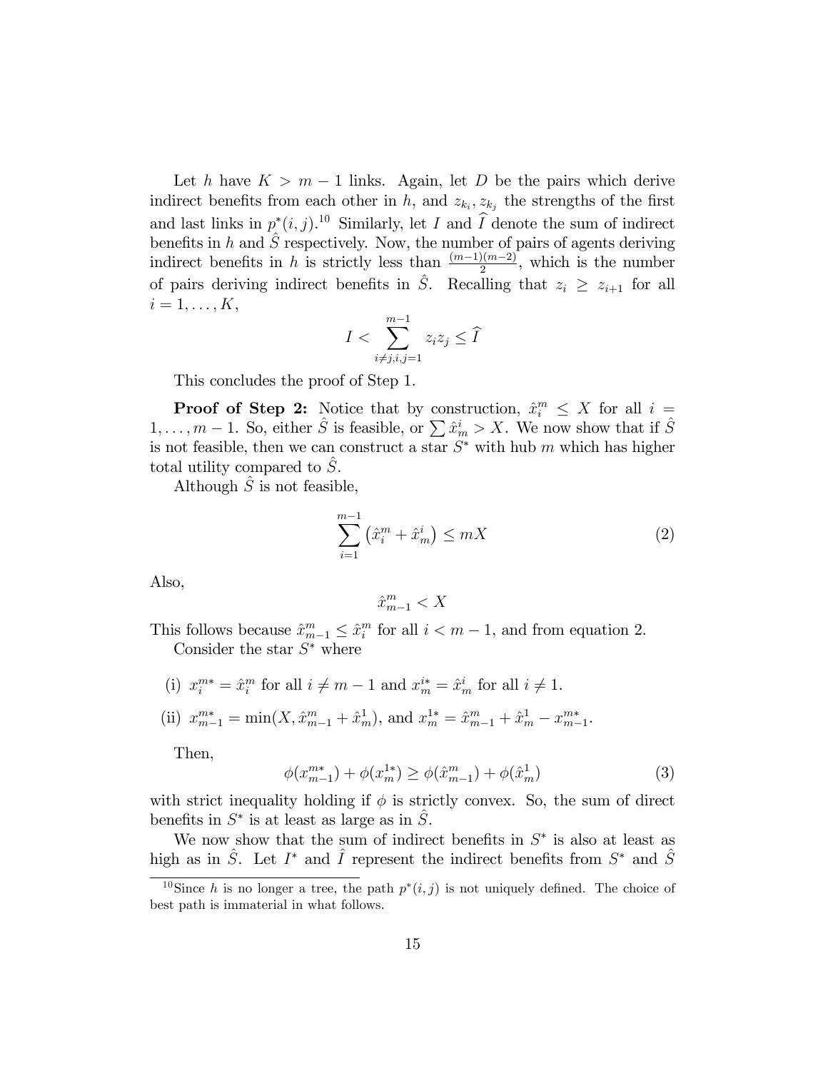Let $h$ have $K > m-1$ links. Again, let $D$ be the pairs which derive indirect benefits from each other in $h$, and $z_{k_i}, z_{k_j}$ the strengths of the first and last links in $p^*(i,j)$.[10] Similarly, let $I$ and $\widehat{I}$ denote the sum of indirect benefits in $h$ and $\hat{S}$ respectively. Now, the number of pairs of agents deriving indirect benefits in $h$ is strictly less than $\frac{(m-1)(m-2)}{2}$, which is the number of pairs deriving indirect benefits in $\hat{S}$. Recalling that $z_i \geq z_{i+1}$ for all $i = 1, \ldots, K$,

$$I < \sum_{i \neq j, i,j=1}^{m-1} z_i z_j \leq \widehat{I}$$

This concludes the proof of Step 1.

**Proof of Step 2:** Notice that by construction, $\hat{x}_i^m \leq X$ for all $i = 1, \ldots, m-1$. So, either $\hat{S}$ is feasible, or $\sum \hat{x}_m^i > X$. We now show that if $\hat{S}$ is not feasible, then we can construct a star $S^*$ with hub $m$ which has higher total utility compared to $\hat{S}$.

Although $\hat{S}$ is not feasible,

$$\sum_{i=1}^{m-1} \left( \hat{x}_i^m + \hat{x}_m^i \right) \leq mX \tag{2}$$

Also,

$$\hat{x}_{m-1}^m < X$$

This follows because $\hat{x}_{m-1}^m \leq \hat{x}_i^m$ for all $i < m-1$, and from equation 2.

Consider the star $S^*$ where

(i) $x_i^{m*} = \hat{x}_i^m$ for all $i \neq m-1$ and $x_m^{i*} = \hat{x}_m^i$ for all $i \neq 1$.

(ii) $x_{m-1}^{m*} = \min(X, \hat{x}_{m-1}^m + \hat{x}_m^1)$, and $x_m^{1*} = \hat{x}_{m-1}^m + \hat{x}_m^1 - x_{m-1}^{m*}$.

Then,

$$\phi(x_{m-1}^{m*}) + \phi(x_m^{1*}) \geq \phi(\hat{x}_{m-1}^m) + \phi(\hat{x}_m^1) \tag{3}$$

with strict inequality holding if $\phi$ is strictly convex. So, the sum of direct benefits in $S^*$ is at least as large as in $\hat{S}$.

We now show that the sum of indirect benefits in $S^*$ is also at least as high as in $\hat{S}$. Let $I^*$ and $\hat{I}$ represent the indirect benefits from $S^*$ and $\hat{S}$

[10] Since $h$ is no longer a tree, the path $p^*(i,j)$ is not uniquely defined. The choice of best path is immaterial in what follows.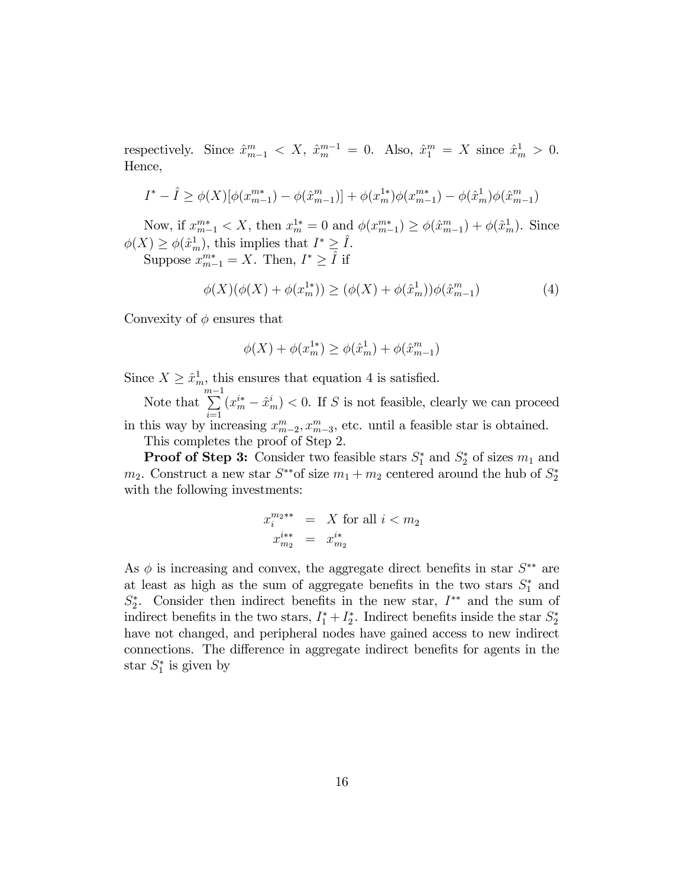respectively. Since $\hat{x}^m_{m-1} < X$, $\hat{x}^{m-1}_m = 0$. Also, $\hat{x}^m_1 = X$ since $\hat{x}^1_m > 0$. Hence,

$$I^* - \hat{I} \geq \phi(X)[\phi(x^{m*}_{m-1}) - \phi(\hat{x}^m_{m-1})] + \phi(x^{1*}_m)\phi(x^{m*}_{m-1}) - \phi(\hat{x}^1_m)\phi(\hat{x}^m_{m-1})$$

Now, if $x^{m*}_{m-1} < X$, then $x^{1*}_m = 0$ and $\phi(x^{m*}_{m-1}) \geq \phi(\hat{x}^m_{m-1}) + \phi(\hat{x}^1_m)$. Since $\phi(X) \geq \phi(\hat{x}^1_m)$, this implies that $I^* \geq \hat{I}$.

Suppose $x^{m*}_{m-1} = X$. Then, $I^* \geq \hat{I}$ if

$$\phi(X)(\phi(X) + \phi(x^{1*}_m)) \geq (\phi(X) + \phi(\hat{x}^1_m))\phi(\hat{x}^m_{m-1}) \tag{4}$$

Convexity of $\phi$ ensures that

$$\phi(X) + \phi(x^{1*}_m) \geq \phi(\hat{x}^1_m) + \phi(\hat{x}^m_{m-1})$$

Since $X \geq \hat{x}^1_m$, this ensures that equation 4 is satisfied.

Note that $\sum_{i=1}^{m-1}(x^{i*}_m - \hat{x}^i_m) < 0$. If $S$ is not feasible, clearly we can proceed in this way by increasing $x^m_{m-2}, x^m_{m-3}$, etc. until a feasible star is obtained.

This completes the proof of Step 2.

**Proof of Step 3:** Consider two feasible stars $S^*_1$ and $S^*_2$ of sizes $m_1$ and $m_2$. Construct a new star $S^{**}$of size $m_1 + m_2$ centered around the hub of $S^*_2$ with the following investments:

$$\begin{aligned} x^{m_2**}_i &= X \text{ for all } i < m_2 \\ x^{i**}_{m_2} &= x^{i*}_{m_2} \end{aligned}$$

As $\phi$ is increasing and convex, the aggregate direct benefits in star $S^{**}$ are at least as high as the sum of aggregate benefits in the two stars $S^*_1$ and $S^*_2$. Consider then indirect benefits in the new star, $I^{**}$ and the sum of indirect benefits in the two stars, $I^*_1 + I^*_2$. Indirect benefits inside the star $S^*_2$ have not changed, and peripheral nodes have gained access to new indirect connections. The difference in aggregate indirect benefits for agents in the star $S^*_1$ is given by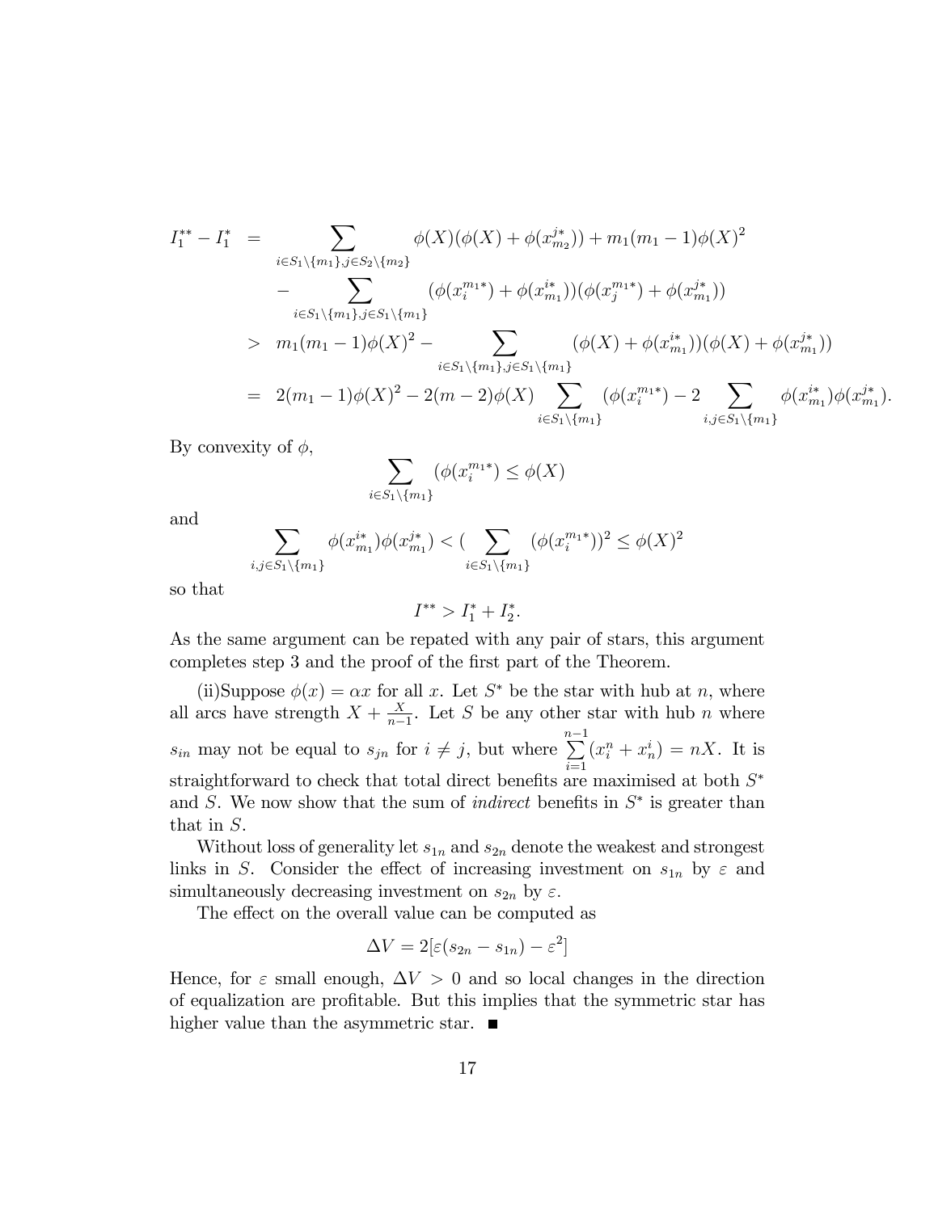$$
\begin{aligned}
I_1^{**} - I_1^* &= \sum_{i \in S_1 \setminus \{m_1\}, j \in S_2 \setminus \{m_2\}} \phi(X)(\phi(X) + \phi(x_{m_2}^{j*})) + m_1(m_1 - 1)\phi(X)^2 \\
&\quad - \sum_{i \in S_1 \setminus \{m_1\}, j \in S_1 \setminus \{m_1\}} (\phi(x_i^{m_1 *}) + \phi(x_{m_1}^{i*}))(\phi(x_j^{m_1 *}) + \phi(x_{m_1}^{j*})) \\
&> m_1(m_1 - 1)\phi(X)^2 - \sum_{i \in S_1 \setminus \{m_1\}, j \in S_1 \setminus \{m_1\}} (\phi(X) + \phi(x_{m_1}^{i*}))(\phi(X) + \phi(x_{m_1}^{j*})) \\
&= 2(m_1 - 1)\phi(X)^2 - 2(m - 2)\phi(X) \sum_{i \in S_1 \setminus \{m_1\}} (\phi(x_i^{m_1 *}) - 2 \sum_{i,j \in S_1 \setminus \{m_1\}} \phi(x_{m_1}^{i*})\phi(x_{m_1}^{j*}).
\end{aligned}
$$

By convexity of $\phi$,

$$
\sum_{i \in S_1 \setminus \{m_1\}} (\phi(x_i^{m_1 *}) \leq \phi(X)
$$

and

$$
\sum_{i,j \in S_1 \setminus \{m_1\}} \phi(x_{m_1}^{i*})\phi(x_{m_1}^{j*}) < ( \sum_{i \in S_1 \setminus \{m_1\}} (\phi(x_i^{m_1 *}))^2 \leq \phi(X)^2
$$

so that

$$
I^{**} > I_1^* + I_2^*.
$$

As the same argument can be repated with any pair of stars, this argument completes step 3 and the proof of the first part of the Theorem.

(ii)Suppose $\phi(x) = \alpha x$ for all $x$. Let $S^*$ be the star with hub at $n$, where all arcs have strength $X + \frac{X}{n-1}$. Let $S$ be any other star with hub $n$ where $s_{in}$ may not be equal to $s_{jn}$ for $i \neq j$, but where $\sum_{i=1}^{n-1} (x_i^n + x_n^i) = nX$. It is straightforward to check that total direct benefits are maximised at both $S^*$ and $S$. We now show that the sum of *indirect* benefits in $S^*$ is greater than that in $S$.

Without loss of generality let $s_{1n}$ and $s_{2n}$ denote the weakest and strongest links in $S$. Consider the effect of increasing investment on $s_{1n}$ by $\varepsilon$ and simultaneously decreasing investment on $s_{2n}$ by $\varepsilon$.

The effect on the overall value can be computed as

$$
\Delta V = 2[\varepsilon(s_{2n} - s_{1n}) - \varepsilon^2]
$$

Hence, for $\varepsilon$ small enough, $\Delta V > 0$ and so local changes in the direction of equalization are profitable. But this implies that the symmetric star has higher value than the asymmetric star. ■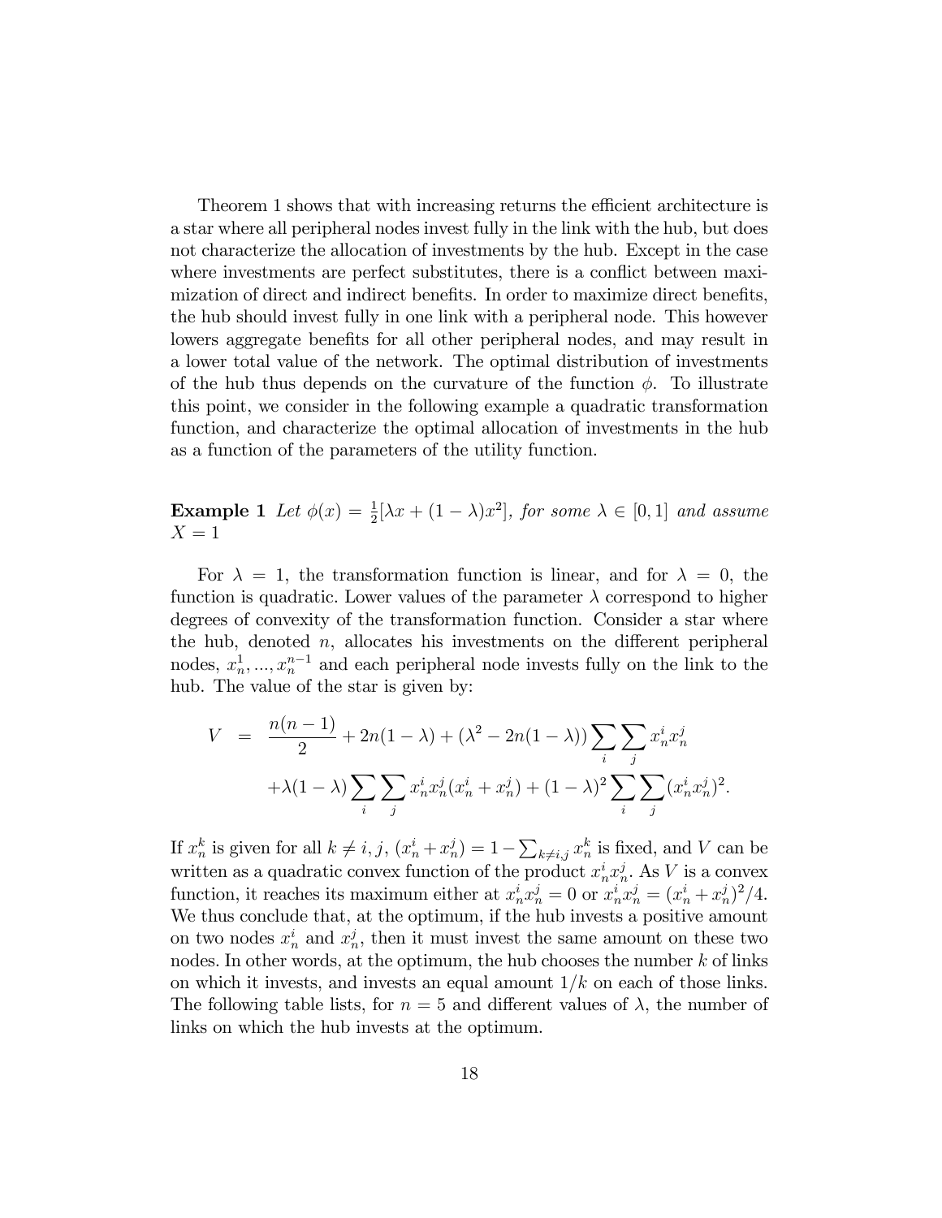Theorem 1 shows that with increasing returns the efficient architecture is a star where all peripheral nodes invest fully in the link with the hub, but does not characterize the allocation of investments by the hub. Except in the case where investments are perfect substitutes, there is a conflict between maximization of direct and indirect benefits. In order to maximize direct benefits, the hub should invest fully in one link with a peripheral node. This however lowers aggregate benefits for all other peripheral nodes, and may result in a lower total value of the network. The optimal distribution of investments of the hub thus depends on the curvature of the function $\phi$. To illustrate this point, we consider in the following example a quadratic transformation function, and characterize the optimal allocation of investments in the hub as a function of the parameters of the utility function.

**Example 1** *Let* $\phi(x) = \frac{1}{2}[\lambda x + (1-\lambda)x^2]$, *for some* $\lambda \in [0,1]$ *and assume* $X = 1$

For $\lambda = 1$, the transformation function is linear, and for $\lambda = 0$, the function is quadratic. Lower values of the parameter $\lambda$ correspond to higher degrees of convexity of the transformation function. Consider a star where the hub, denoted $n$, allocates his investments on the different peripheral nodes, $x_n^1, ..., x_n^{n-1}$ and each peripheral node invests fully on the link to the hub. The value of the star is given by:

$$
\begin{aligned}
V &= \frac{n(n-1)}{2} + 2n(1-\lambda) + (\lambda^2 - 2n(1-\lambda)) \sum_i \sum_j x_n^i x_n^j \\
&\quad + \lambda(1-\lambda) \sum_i \sum_j x_n^i x_n^j (x_n^i + x_n^j) + (1-\lambda)^2 \sum_i \sum_j (x_n^i x_n^j)^2.
\end{aligned}
$$

If $x_n^k$ is given for all $k \neq i, j$, $(x_n^i + x_n^j) = 1 - \sum_{k \neq i,j} x_n^k$ is fixed, and $V$ can be written as a quadratic convex function of the product $x_n^i x_n^j$. As $V$ is a convex function, it reaches its maximum either at $x_n^i x_n^j = 0$ or $x_n^i x_n^j = (x_n^i + x_n^j)^2/4$. We thus conclude that, at the optimum, if the hub invests a positive amount on two nodes $x_n^i$ and $x_n^j$, then it must invest the same amount on these two nodes. In other words, at the optimum, the hub chooses the number $k$ of links on which it invests, and invests an equal amount $1/k$ on each of those links. The following table lists, for $n = 5$ and different values of $\lambda$, the number of links on which the hub invests at the optimum.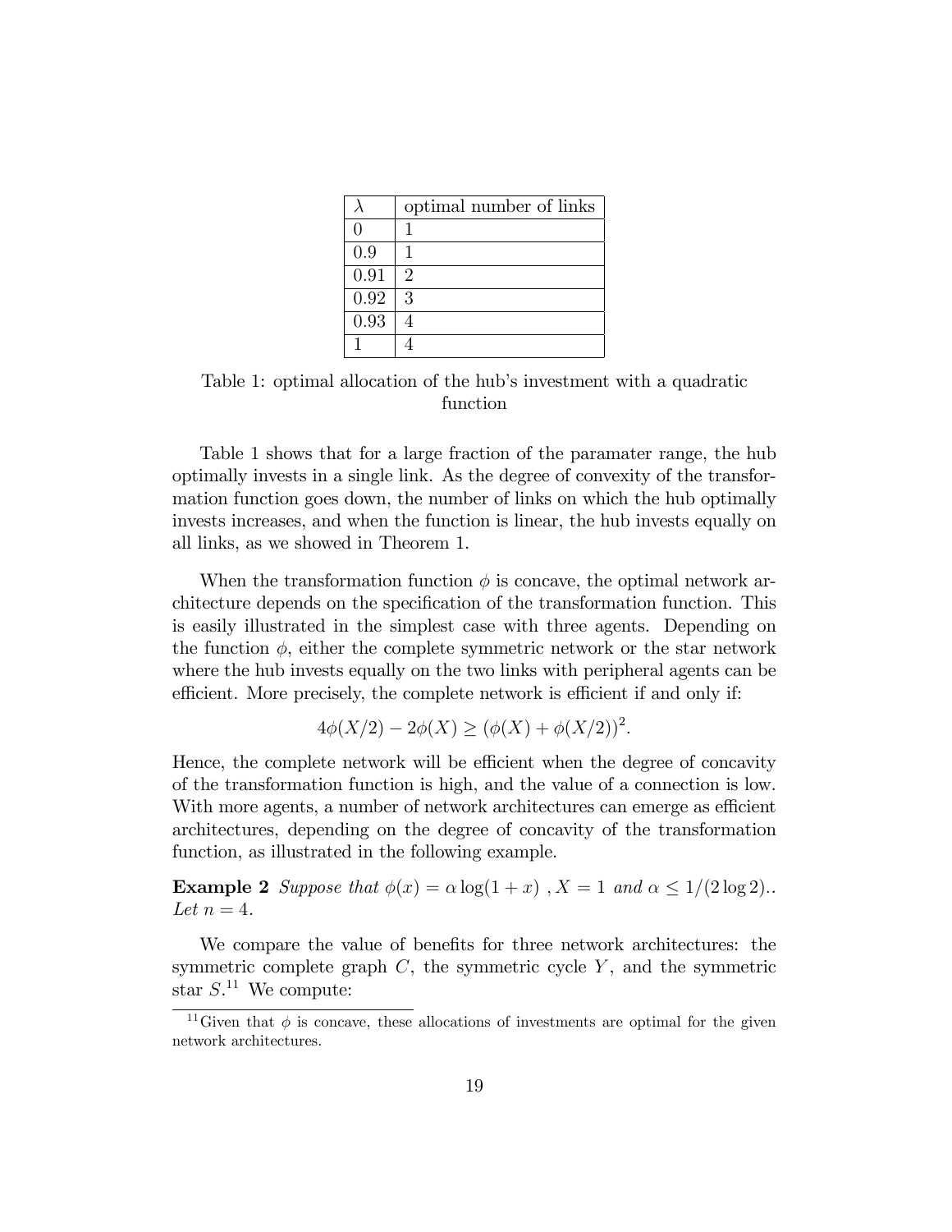| $\lambda$ | optimal number of links |
|---|---|
| 0 | 1 |
| 0.9 | 1 |
| 0.91 | 2 |
| 0.92 | 3 |
| 0.93 | 4 |
| 1 | 4 |

Table 1: optimal allocation of the hub's investment with a quadratic function

Table 1 shows that for a large fraction of the paramater range, the hub optimally invests in a single link. As the degree of convexity of the transformation function goes down, the number of links on which the hub optimally invests increases, and when the function is linear, the hub invests equally on all links, as we showed in Theorem 1.

When the transformation function $\phi$ is concave, the optimal network architecture depends on the specification of the transformation function. This is easily illustrated in the simplest case with three agents. Depending on the function $\phi$, either the complete symmetric network or the star network where the hub invests equally on the two links with peripheral agents can be efficient. More precisely, the complete network is efficient if and only if:

$$4\phi(X/2) - 2\phi(X) \geq (\phi(X) + \phi(X/2))^2.$$

Hence, the complete network will be efficient when the degree of concavity of the transformation function is high, and the value of a connection is low. With more agents, a number of network architectures can emerge as efficient architectures, depending on the degree of concavity of the transformation function, as illustrated in the following example.

**Example 2** *Suppose that* $\phi(x) = \alpha \log(1 + x)$ *,* $X = 1$ *and* $\alpha \leq 1/(2 \log 2)$.. *Let* $n = 4$.

We compare the value of benefits for three network architectures: the symmetric complete graph $C$, the symmetric cycle $Y$, and the symmetric star $S$.[11] We compute:

[11] Given that $\phi$ is concave, these allocations of investments are optimal for the given network architectures.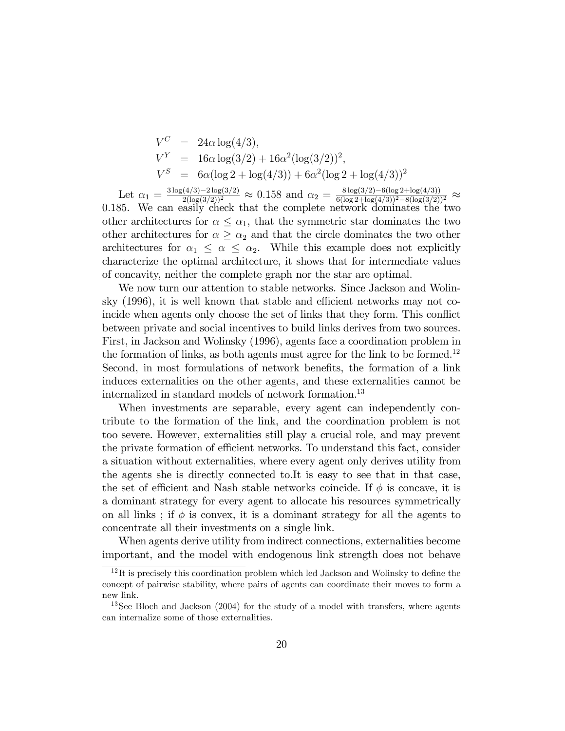$$
\begin{aligned}
V^C &= 24\alpha \log(4/3), \\
V^Y &= 16\alpha \log(3/2) + 16\alpha^2(\log(3/2))^2, \\
V^S &= 6\alpha(\log 2 + \log(4/3)) + 6\alpha^2(\log 2 + \log(4/3))^2
\end{aligned}
$$

Let $\alpha_1 = \frac{3\log(4/3) - 2\log(3/2)}{2(\log(3/2))^2} \approx 0.158$ and $\alpha_2 = \frac{8\log(3/2) - 6(\log 2 + \log(4/3))}{6(\log 2 + \log(4/3))^2 - 8(\log(3/2))^2} \approx 0.185$. We can easily check that the complete network dominates the two other architectures for $\alpha \leq \alpha_1$, that the symmetric star dominates the two other architectures for $\alpha \geq \alpha_2$ and that the circle dominates the two other architectures for $\alpha_1 \leq \alpha \leq \alpha_2$. While this example does not explicitly characterize the optimal architecture, it shows that for intermediate values of concavity, neither the complete graph nor the star are optimal.

We now turn our attention to stable networks. Since Jackson and Wolinsky (1996), it is well known that stable and efficient networks may not coincide when agents only choose the set of links that they form. This conflict between private and social incentives to build links derives from two sources. First, in Jackson and Wolinsky (1996), agents face a coordination problem in the formation of links, as both agents must agree for the link to be formed.[12] Second, in most formulations of network benefits, the formation of a link induces externalities on the other agents, and these externalities cannot be internalized in standard models of network formation.[13]

When investments are separable, every agent can independently contribute to the formation of the link, and the coordination problem is not too severe. However, externalities still play a crucial role, and may prevent the private formation of efficient networks. To understand this fact, consider a situation without externalities, where every agent only derives utility from the agents she is directly connected to.It is easy to see that in that case, the set of efficient and Nash stable networks coincide. If $\phi$ is concave, it is a dominant strategy for every agent to allocate his resources symmetrically on all links ; if $\phi$ is convex, it is a dominant strategy for all the agents to concentrate all their investments on a single link.

When agents derive utility from indirect connections, externalities become important, and the model with endogenous link strength does not behave

[12] It is precisely this coordination problem which led Jackson and Wolinsky to define the concept of pairwise stability, where pairs of agents can coordinate their moves to form a new link.

[13] See Bloch and Jackson (2004) for the study of a model with transfers, where agents can internalize some of those externalities.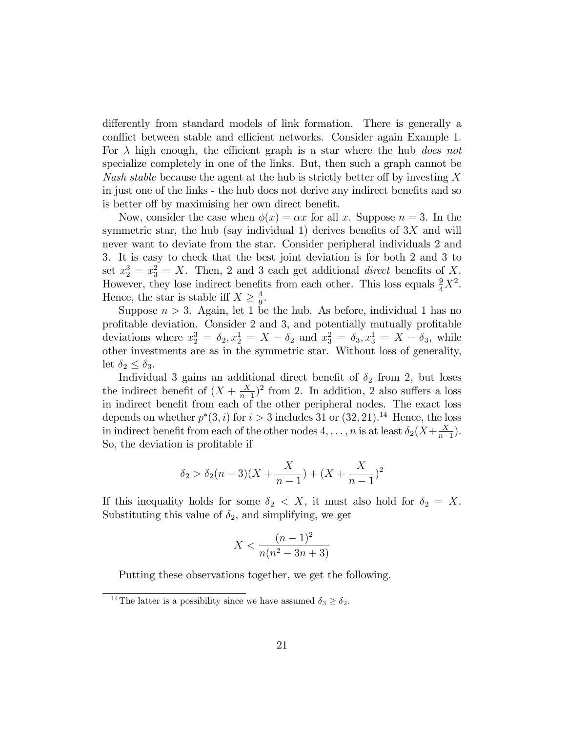differently from standard models of link formation. There is generally a conflict between stable and efficient networks. Consider again Example 1. For $\lambda$ high enough, the efficient graph is a star where the hub *does not* specialize completely in one of the links. But, then such a graph cannot be *Nash stable* because the agent at the hub is strictly better off by investing $X$ in just one of the links - the hub does not derive any indirect benefits and so is better off by maximising her own direct benefit.

Now, consider the case when $\phi(x) = \alpha x$ for all $x$. Suppose $n = 3$. In the symmetric star, the hub (say individual 1) derives benefits of $3X$ and will never want to deviate from the star. Consider peripheral individuals 2 and 3. It is easy to check that the best joint deviation is for both 2 and 3 to set $x_2^3 = x_3^2 = X$. Then, 2 and 3 each get additional *direct* benefits of $X$. However, they lose indirect benefits from each other. This loss equals $\frac{9}{4}X^2$. Hence, the star is stable iff $X \geq \frac{4}{9}$.

Suppose $n > 3$. Again, let 1 be the hub. As before, individual 1 has no profitable deviation. Consider 2 and 3, and potentially mutually profitable deviations where $x_2^3 = \delta_2, x_2^1 = X - \delta_2$ and $x_3^2 = \delta_3, x_3^1 = X - \delta_3$, while other investments are as in the symmetric star. Without loss of generality, let $\delta_2 \leq \delta_3$.

Individual 3 gains an additional direct benefit of $\delta_2$ from 2, but loses the indirect benefit of $(X + \frac{X}{n-1})^2$ from 2. In addition, 2 also suffers a loss in indirect benefit from each of the other peripheral nodes. The exact loss depends on whether $p^*(3, i)$ for $i > 3$ includes 31 or $(32, 21)$.[14] Hence, the loss in indirect benefit from each of the other nodes $4, \ldots, n$ is at least $\delta_2(X + \frac{X}{n-1})$. So, the deviation is profitable if

$$\delta_2 > \delta_2(n-3)(X + \frac{X}{n-1}) + (X + \frac{X}{n-1})^2$$

If this inequality holds for some $\delta_2 < X$, it must also hold for $\delta_2 = X$. Substituting this value of $\delta_2$, and simplifying, we get

$$X < \frac{(n-1)^2}{n(n^2 - 3n + 3)}$$

Putting these observations together, we get the following.

[14] The latter is a possibility since we have assumed $\delta_3 \geq \delta_2$.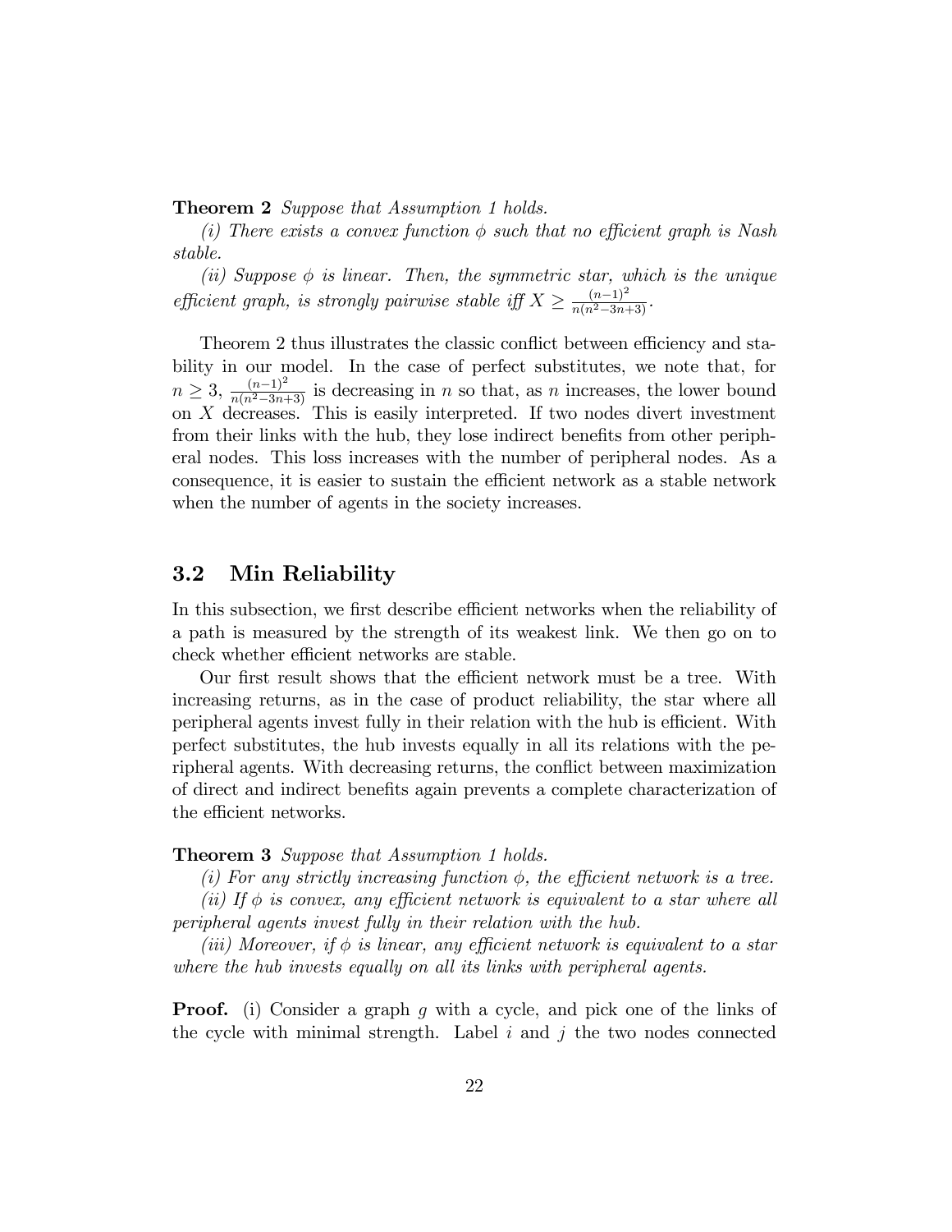**Theorem 2** *Suppose that Assumption 1 holds.*

*(i) There exists a convex function $\phi$ such that no efficient graph is Nash stable.*

*(ii) Suppose $\phi$ is linear. Then, the symmetric star, which is the unique efficient graph, is strongly pairwise stable iff $X \geq \frac{(n-1)^2}{n(n^2-3n+3)}$.*

Theorem 2 thus illustrates the classic conflict between efficiency and stability in our model. In the case of perfect substitutes, we note that, for $n \geq 3$, $\frac{(n-1)^2}{n(n^2-3n+3)}$ is decreasing in $n$ so that, as $n$ increases, the lower bound on $X$ decreases. This is easily interpreted. If two nodes divert investment from their links with the hub, they lose indirect benefits from other peripheral nodes. This loss increases with the number of peripheral nodes. As a consequence, it is easier to sustain the efficient network as a stable network when the number of agents in the society increases.

## 3.2 Min Reliability

In this subsection, we first describe efficient networks when the reliability of a path is measured by the strength of its weakest link. We then go on to check whether efficient networks are stable.

Our first result shows that the efficient network must be a tree. With increasing returns, as in the case of product reliability, the star where all peripheral agents invest fully in their relation with the hub is efficient. With perfect substitutes, the hub invests equally in all its relations with the peripheral agents. With decreasing returns, the conflict between maximization of direct and indirect benefits again prevents a complete characterization of the efficient networks.

**Theorem 3** *Suppose that Assumption 1 holds.*

*(i) For any strictly increasing function $\phi$, the efficient network is a tree.*

*(ii) If $\phi$ is convex, any efficient network is equivalent to a star where all peripheral agents invest fully in their relation with the hub.*

*(iii) Moreover, if $\phi$ is linear, any efficient network is equivalent to a star where the hub invests equally on all its links with peripheral agents.*

**Proof.** (i) Consider a graph $g$ with a cycle, and pick one of the links of the cycle with minimal strength. Label $i$ and $j$ the two nodes connected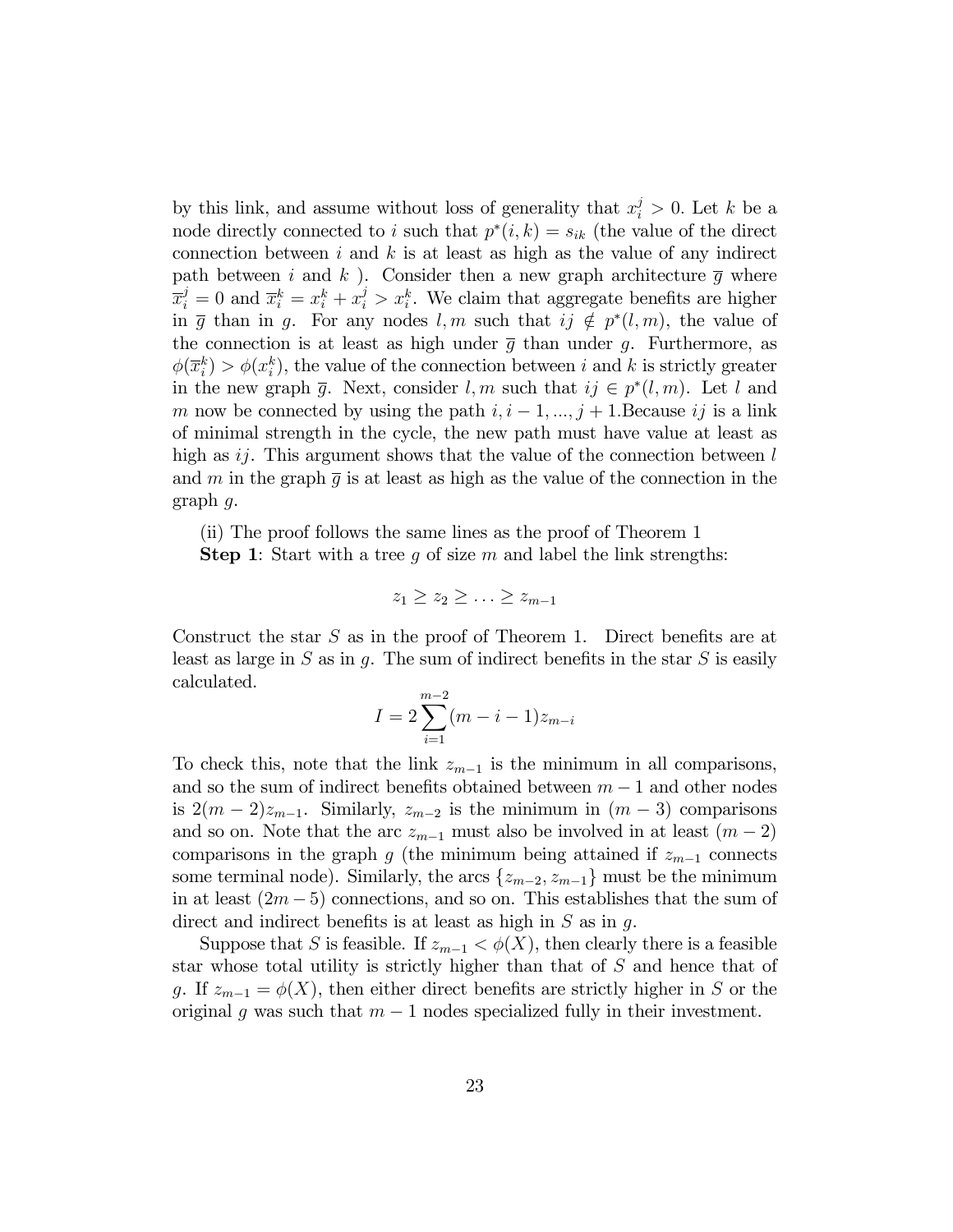by this link, and assume without loss of generality that $x_i^j > 0$. Let $k$ be a node directly connected to $i$ such that $p^*(i,k) = s_{ik}$ (the value of the direct connection between $i$ and $k$ is at least as high as the value of any indirect path between $i$ and $k$ ). Consider then a new graph architecture $\overline{g}$ where $\overline{x}_i^j = 0$ and $\overline{x}_i^k = x_i^k + x_i^j > x_i^k$. We claim that aggregate benefits are higher in $\overline{g}$ than in $g$. For any nodes $l, m$ such that $ij \notin p^*(l,m)$, the value of the connection is at least as high under $\overline{g}$ than under $g$. Furthermore, as $\phi(\overline{x}_i^k) > \phi(x_i^k)$, the value of the connection between $i$ and $k$ is strictly greater in the new graph $\overline{g}$. Next, consider $l, m$ such that $ij \in p^*(l,m)$. Let $l$ and $m$ now be connected by using the path $i, i-1, ..., j+1$.Because $ij$ is a link of minimal strength in the cycle, the new path must have value at least as high as $ij$. This argument shows that the value of the connection between $l$ and $m$ in the graph $\overline{g}$ is at least as high as the value of the connection in the graph $g$.

(ii) The proof follows the same lines as the proof of Theorem 1

**Step 1**: Start with a tree $g$ of size $m$ and label the link strengths:

$$z_1 \geq z_2 \geq \ldots \geq z_{m-1}$$

Construct the star $S$ as in the proof of Theorem 1. Direct benefits are at least as large in $S$ as in $g$. The sum of indirect benefits in the star $S$ is easily calculated.

$$I = 2\sum_{i=1}^{m-2}(m-i-1)z_{m-i}$$

To check this, note that the link $z_{m-1}$ is the minimum in all comparisons, and so the sum of indirect benefits obtained between $m-1$ and other nodes is $2(m-2)z_{m-1}$. Similarly, $z_{m-2}$ is the minimum in $(m-3)$ comparisons and so on. Note that the arc $z_{m-1}$ must also be involved in at least $(m-2)$ comparisons in the graph $g$ (the minimum being attained if $z_{m-1}$ connects some terminal node). Similarly, the arcs $\{z_{m-2}, z_{m-1}\}$ must be the minimum in at least $(2m-5)$ connections, and so on. This establishes that the sum of direct and indirect benefits is at least as high in $S$ as in $g$.

Suppose that $S$ is feasible. If $z_{m-1} < \phi(X)$, then clearly there is a feasible star whose total utility is strictly higher than that of $S$ and hence that of $g$. If $z_{m-1} = \phi(X)$, then either direct benefits are strictly higher in $S$ or the original $g$ was such that $m-1$ nodes specialized fully in their investment.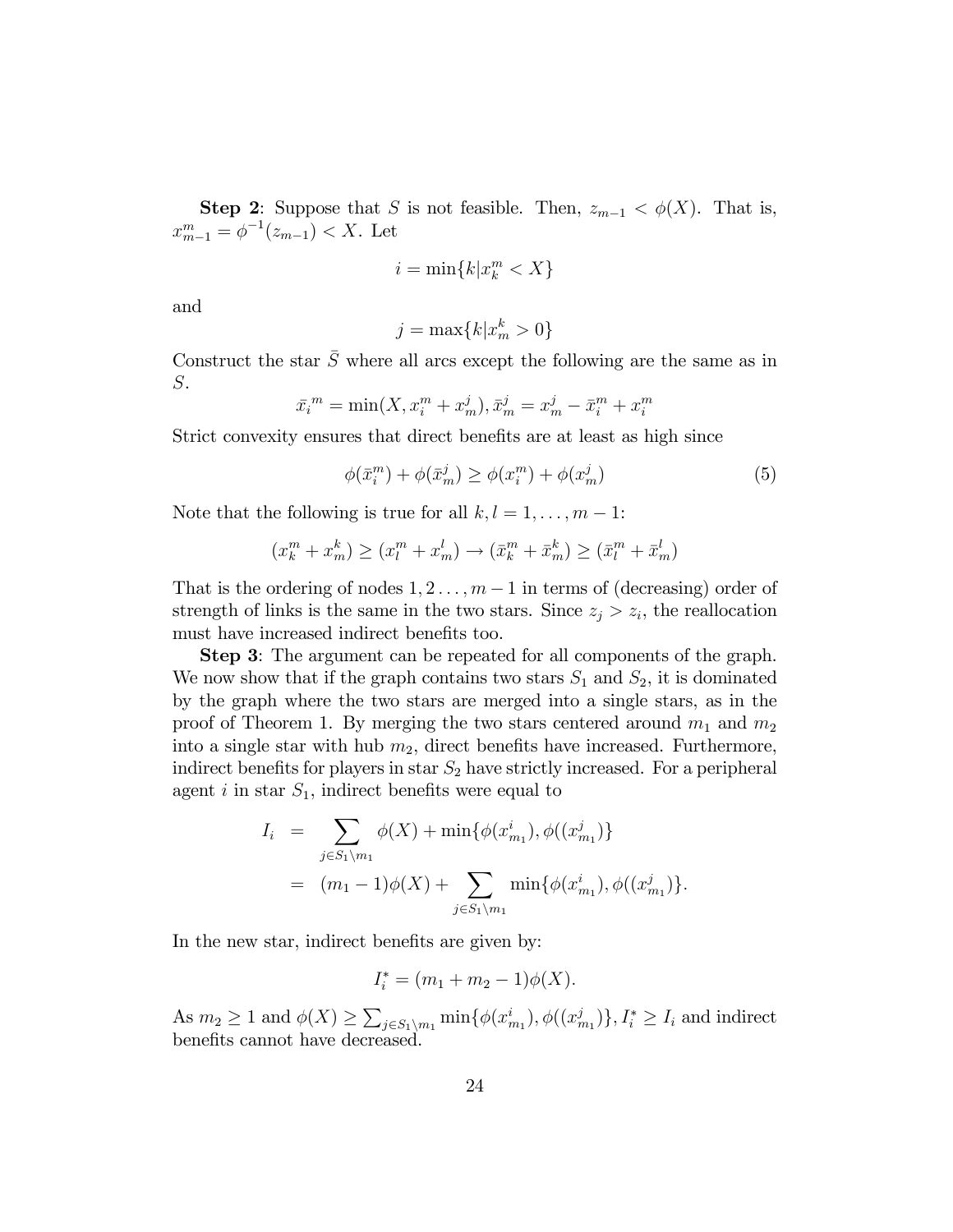**Step 2**: Suppose that $S$ is not feasible. Then, $z_{m-1} < \phi(X)$. That is, $x^m_{m-1} = \phi^{-1}(z_{m-1}) < X$. Let

$$i = \min\{k | x^m_k < X\}$$

and

$$j = \max\{k | x^k_m > 0\}$$

Construct the star $\bar{S}$ where all arcs except the following are the same as in $S$.

$$\bar{x}_i{}^m = \min(X, x^m_i + x^j_m), \bar{x}^j_m = x^j_m - \bar{x}^m_i + x^m_i$$

Strict convexity ensures that direct benefits are at least as high since

$$\phi(\bar{x}^m_i) + \phi(\bar{x}^j_m) \geq \phi(x^m_i) + \phi(x^j_m) \tag{5}$$

Note that the following is true for all $k, l = 1, \ldots, m-1$:

$$(x^m_k + x^k_m) \geq (x^m_l + x^l_m) \rightarrow (\bar{x}^m_k + \bar{x}^k_m) \geq (\bar{x}^m_l + \bar{x}^l_m)$$

That is the ordering of nodes $1, 2 \ldots, m-1$ in terms of (decreasing) order of strength of links is the same in the two stars. Since $z_j > z_i$, the reallocation must have increased indirect benefits too.

**Step 3**: The argument can be repeated for all components of the graph. We now show that if the graph contains two stars $S_1$ and $S_2$, it is dominated by the graph where the two stars are merged into a single stars, as in the proof of Theorem 1. By merging the two stars centered around $m_1$ and $m_2$ into a single star with hub $m_2$, direct benefits have increased. Furthermore, indirect benefits for players in star $S_2$ have strictly increased. For a peripheral agent $i$ in star $S_1$, indirect benefits were equal to

$$\begin{aligned} I_i &= \sum_{j \in S_1 \setminus m_1} \phi(X) + \min\{\phi(x^i_{m_1}), \phi((x^j_{m_1})\} \\ &= (m_1 - 1)\phi(X) + \sum_{j \in S_1 \setminus m_1} \min\{\phi(x^i_{m_1}), \phi((x^j_{m_1})\}. \end{aligned}$$

In the new star, indirect benefits are given by:

$$I^*_i = (m_1 + m_2 - 1)\phi(X).$$

As $m_2 \geq 1$ and $\phi(X) \geq \sum_{j \in S_1 \setminus m_1} \min\{\phi(x^i_{m_1}), \phi((x^j_{m_1})\}$, $I^*_i \geq I_i$ and indirect benefits cannot have decreased.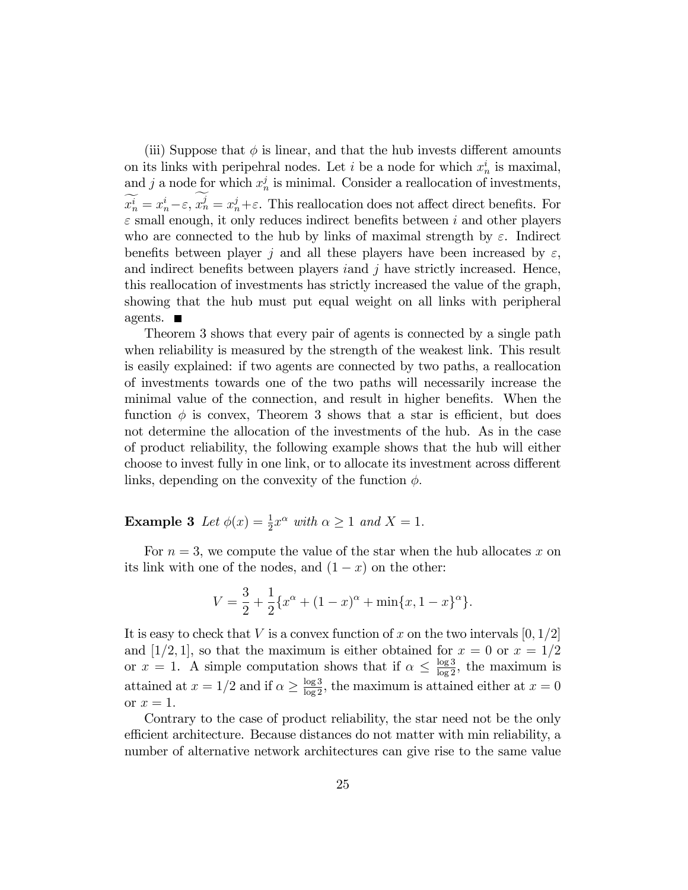(iii) Suppose that $\phi$ is linear, and that the hub invests different amounts on its links with peripehral nodes. Let $i$ be a node for which $x_n^i$ is maximal, and $j$ a node for which $x_n^j$ is minimal. Consider a reallocation of investments, $\widetilde{x_n^i} = x_n^i - \varepsilon$, $\widetilde{x_n^j} = x_n^j + \varepsilon$. This reallocation does not affect direct benefits. For $\varepsilon$ small enough, it only reduces indirect benefits between $i$ and other players who are connected to the hub by links of maximal strength by $\varepsilon$. Indirect benefits between player $j$ and all these players have been increased by $\varepsilon$, and indirect benefits between players $i$and $j$ have strictly increased. Hence, this reallocation of investments has strictly increased the value of the graph, showing that the hub must put equal weight on all links with peripheral agents. ■

Theorem 3 shows that every pair of agents is connected by a single path when reliability is measured by the strength of the weakest link. This result is easily explained: if two agents are connected by two paths, a reallocation of investments towards one of the two paths will necessarily increase the minimal value of the connection, and result in higher benefits. When the function $\phi$ is convex, Theorem 3 shows that a star is efficient, but does not determine the allocation of the investments of the hub. As in the case of product reliability, the following example shows that the hub will either choose to invest fully in one link, or to allocate its investment across different links, depending on the convexity of the function $\phi$.

**Example 3** *Let $\phi(x) = \frac{1}{2}x^\alpha$ with $\alpha \geq 1$ and $X = 1$.*

For $n = 3$, we compute the value of the star when the hub allocates $x$ on its link with one of the nodes, and $(1 - x)$ on the other:

$$V = \frac{3}{2} + \frac{1}{2}\{x^\alpha + (1-x)^\alpha + \min\{x, 1-x\}^\alpha\}.$$

It is easy to check that $V$ is a convex function of $x$ on the two intervals $[0, 1/2]$ and $[1/2, 1]$, so that the maximum is either obtained for $x = 0$ or $x = 1/2$ or $x = 1$. A simple computation shows that if $\alpha \leq \frac{\log 3}{\log 2}$, the maximum is attained at $x = 1/2$ and if $\alpha \geq \frac{\log 3}{\log 2}$, the maximum is attained either at $x = 0$ or $x = 1$.

Contrary to the case of product reliability, the star need not be the only efficient architecture. Because distances do not matter with min reliability, a number of alternative network architectures can give rise to the same value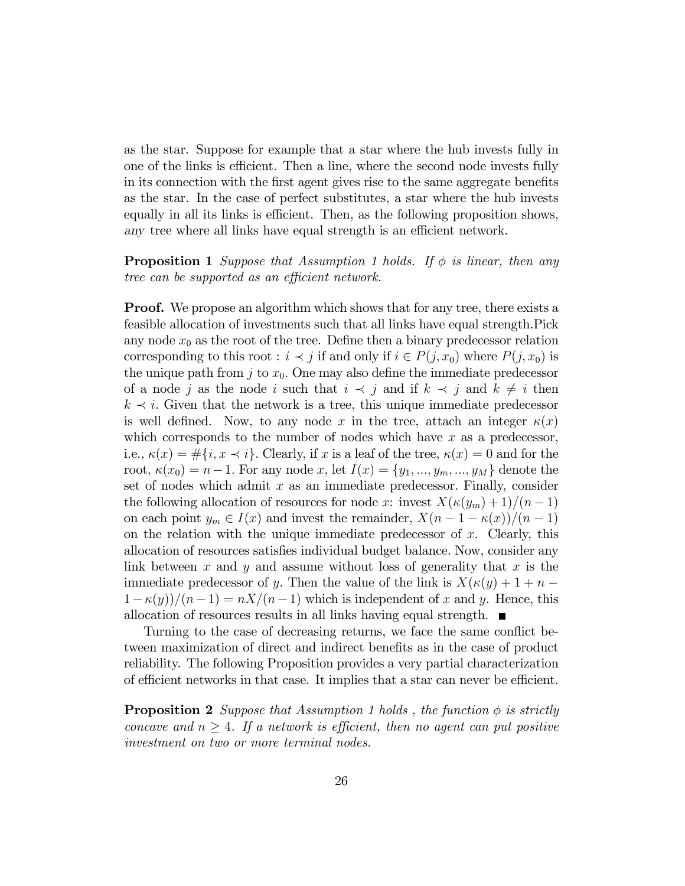as the star. Suppose for example that a star where the hub invests fully in one of the links is efficient. Then a line, where the second node invests fully in its connection with the first agent gives rise to the same aggregate benefits as the star. In the case of perfect substitutes, a star where the hub invests equally in all its links is efficient. Then, as the following proposition shows, *any* tree where all links have equal strength is an efficient network.

**Proposition 1** *Suppose that Assumption 1 holds. If $\phi$ is linear, then any tree can be supported as an efficient network.*

**Proof.** We propose an algorithm which shows that for any tree, there exists a feasible allocation of investments such that all links have equal strength.Pick any node $x_0$ as the root of the tree. Define then a binary predecessor relation corresponding to this root : $i \prec j$ if and only if $i \in P(j, x_0)$ where $P(j, x_0)$ is the unique path from $j$ to $x_0$. One may also define the immediate predecessor of a node $j$ as the node $i$ such that $i \prec j$ and if $k \prec j$ and $k \neq i$ then $k \prec i$. Given that the network is a tree, this unique immediate predecessor is well defined. Now, to any node $x$ in the tree, attach an integer $\kappa(x)$ which corresponds to the number of nodes which have $x$ as a predecessor, i.e., $\kappa(x) = \#\{i, x \prec i\}$. Clearly, if $x$ is a leaf of the tree, $\kappa(x) = 0$ and for the root, $\kappa(x_0) = n - 1$. For any node $x$, let $I(x) = \{y_1, ..., y_m, ..., y_M\}$ denote the set of nodes which admit $x$ as an immediate predecessor. Finally, consider the following allocation of resources for node $x$: invest $X(\kappa(y_m) + 1)/(n - 1)$ on each point $y_m \in I(x)$ and invest the remainder, $X(n - 1 - \kappa(x))/(n - 1)$ on the relation with the unique immediate predecessor of $x$. Clearly, this allocation of resources satisfies individual budget balance. Now, consider any link between $x$ and $y$ and assume without loss of generality that $x$ is the immediate predecessor of $y$. Then the value of the link is $X(\kappa(y) + 1 + n - 1 - \kappa(y))/(n - 1) = nX/(n - 1)$ which is independent of $x$ and $y$. Hence, this allocation of resources results in all links having equal strength. ■

Turning to the case of decreasing returns, we face the same conflict between maximization of direct and indirect benefits as in the case of product reliability. The following Proposition provides a very partial characterization of efficient networks in that case. It implies that a star can never be efficient.

**Proposition 2** *Suppose that Assumption 1 holds , the function $\phi$ is strictly concave and $n \geq 4$. If a network is efficient, then no agent can put positive investment on two or more terminal nodes.*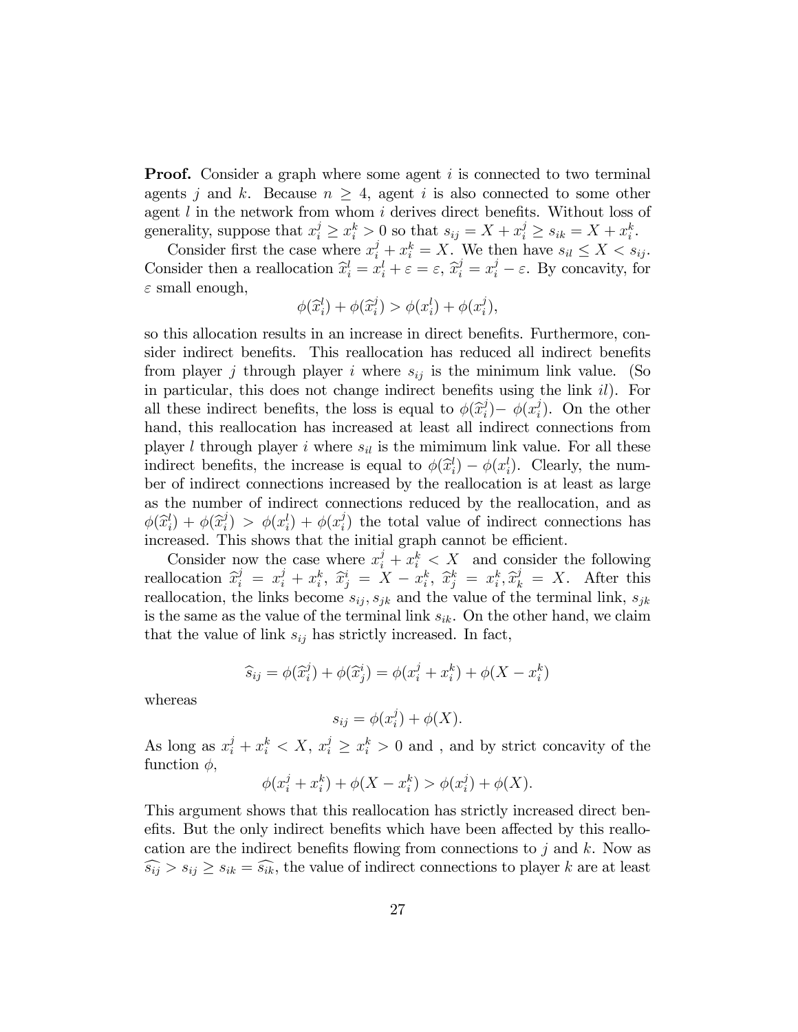**Proof.** Consider a graph where some agent $i$ is connected to two terminal agents $j$ and $k$. Because $n \geq 4$, agent $i$ is also connected to some other agent $l$ in the network from whom $i$ derives direct benefits. Without loss of generality, suppose that $x_i^j \geq x_i^k > 0$ so that $s_{ij} = X + x_i^j \geq s_{ik} = X + x_i^k$.

Consider first the case where $x_i^j + x_i^k = X$. We then have $s_{il} \leq X < s_{ij}$. Consider then a reallocation $\widehat{x}_i^l = x_i^l + \varepsilon = \varepsilon$, $\widehat{x}_i^j = x_i^j - \varepsilon$. By concavity, for $\varepsilon$ small enough,

$$\phi(\widehat{x}_i^l) + \phi(\widehat{x}_i^j) > \phi(x_i^l) + \phi(x_i^j),$$

so this allocation results in an increase in direct benefits. Furthermore, consider indirect benefits. This reallocation has reduced all indirect benefits from player $j$ through player $i$ where $s_{ij}$ is the minimum link value. (So in particular, this does not change indirect benefits using the link $il$). For all these indirect benefits, the loss is equal to $\phi(\widehat{x}_i^j) - \phi(x_i^j)$. On the other hand, this reallocation has increased at least all indirect connections from player $l$ through player $i$ where $s_{il}$ is the mimimum link value. For all these indirect benefits, the increase is equal to $\phi(\widehat{x}_i^l) - \phi(x_i^l)$. Clearly, the number of indirect connections increased by the reallocation is at least as large as the number of indirect connections reduced by the reallocation, and as $\phi(\widehat{x}_i^l) + \phi(\widehat{x}_i^j) > \phi(x_i^l) + \phi(x_i^j)$ the total value of indirect connections has increased. This shows that the initial graph cannot be efficient.

Consider now the case where $x_i^j + x_i^k < X$ and consider the following reallocation $\widehat{x}_i^j = x_i^j + x_i^k$, $\widehat{x}_j^i = X - x_i^k$, $\widehat{x}_j^k = x_i^k, \widehat{x}_k^j = X$. After this reallocation, the links become $s_{ij}, s_{jk}$ and the value of the terminal link, $s_{jk}$ is the same as the value of the terminal link $s_{ik}$. On the other hand, we claim that the value of link $s_{ij}$ has strictly increased. In fact,

$$\widehat{s}_{ij} = \phi(\widehat{x}_i^j) + \phi(\widehat{x}_j^i) = \phi(x_i^j + x_i^k) + \phi(X - x_i^k)$$

whereas

$$s_{ij} = \phi(x_i^j) + \phi(X).$$

As long as $x_i^j + x_i^k < X$, $x_i^j \geq x_i^k > 0$ and , and by strict concavity of the function $\phi$,

$$\phi(x_i^j + x_i^k) + \phi(X - x_i^k) > \phi(x_i^j) + \phi(X).$$

This argument shows that this reallocation has strictly increased direct benefits. But the only indirect benefits which have been affected by this reallocation are the indirect benefits flowing from connections to $j$ and $k$. Now as $\widehat{s_{ij}} > s_{ij} \geq s_{ik} = \widehat{s_{ik}}$, the value of indirect connections to player $k$ are at least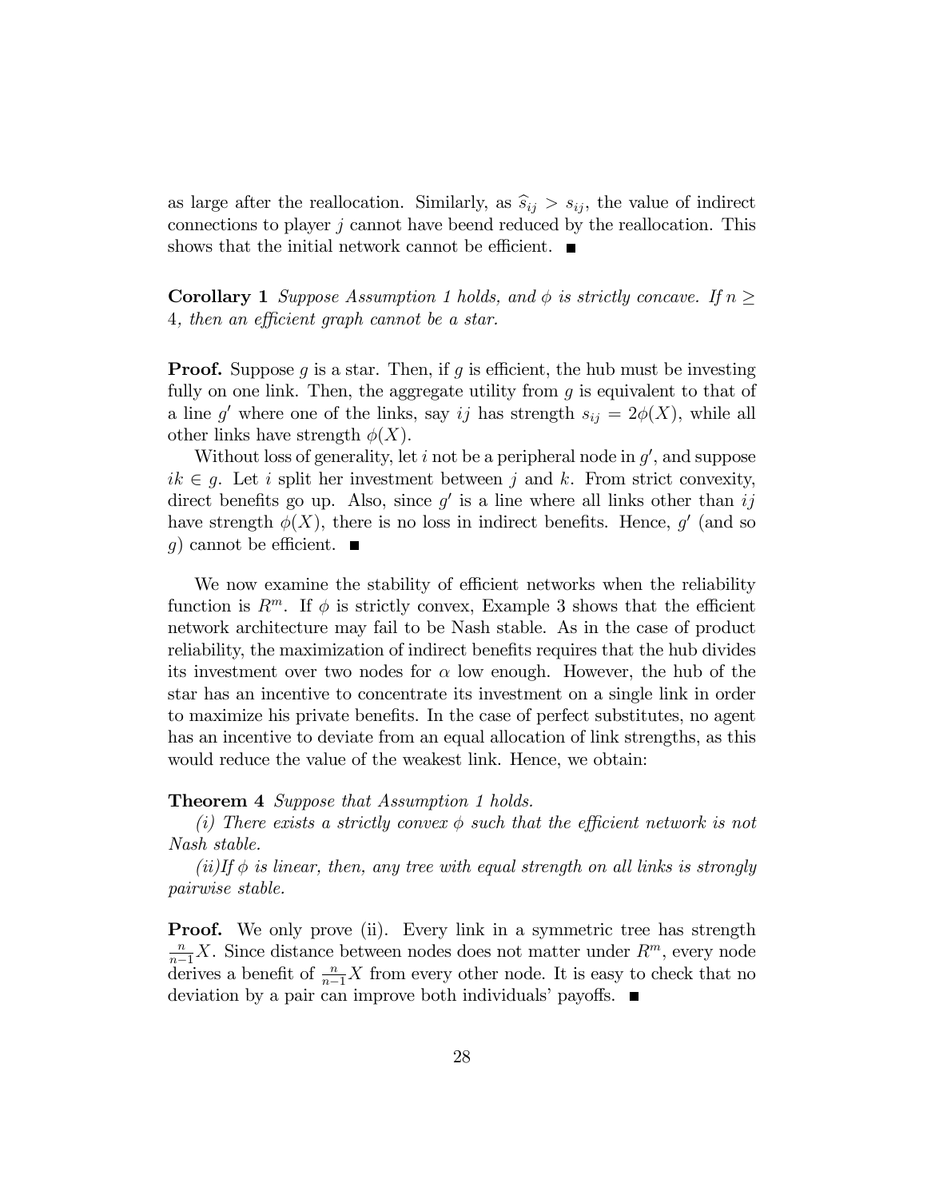as large after the reallocation. Similarly, as $\widehat{s}_{ij} > s_{ij}$, the value of indirect connections to player $j$ cannot have beend reduced by the reallocation. This shows that the initial network cannot be efficient. ■

**Corollary 1** *Suppose Assumption 1 holds, and $\phi$ is strictly concave. If $n \geq 4$, then an efficient graph cannot be a star.*

**Proof.** Suppose $g$ is a star. Then, if $g$ is efficient, the hub must be investing fully on one link. Then, the aggregate utility from $g$ is equivalent to that of a line $g'$ where one of the links, say $ij$ has strength $s_{ij} = 2\phi(X)$, while all other links have strength $\phi(X)$.

Without loss of generality, let $i$ not be a peripheral node in $g'$, and suppose $ik \in g$. Let $i$ split her investment between $j$ and $k$. From strict convexity, direct benefits go up. Also, since $g'$ is a line where all links other than $ij$ have strength $\phi(X)$, there is no loss in indirect benefits. Hence, $g'$ (and so $g$) cannot be efficient. ■

We now examine the stability of efficient networks when the reliability function is $R^m$. If $\phi$ is strictly convex, Example 3 shows that the efficient network architecture may fail to be Nash stable. As in the case of product reliability, the maximization of indirect benefits requires that the hub divides its investment over two nodes for $\alpha$ low enough. However, the hub of the star has an incentive to concentrate its investment on a single link in order to maximize his private benefits. In the case of perfect substitutes, no agent has an incentive to deviate from an equal allocation of link strengths, as this would reduce the value of the weakest link. Hence, we obtain:

**Theorem 4** *Suppose that Assumption 1 holds.*

*(i) There exists a strictly convex $\phi$ such that the efficient network is not Nash stable.*

*(ii)If $\phi$ is linear, then, any tree with equal strength on all links is strongly pairwise stable.*

**Proof.** We only prove (ii). Every link in a symmetric tree has strength $\frac{n}{n-1}X$. Since distance between nodes does not matter under $R^m$, every node derives a benefit of $\frac{n}{n-1}X$ from every other node. It is easy to check that no deviation by a pair can improve both individuals' payoffs. ■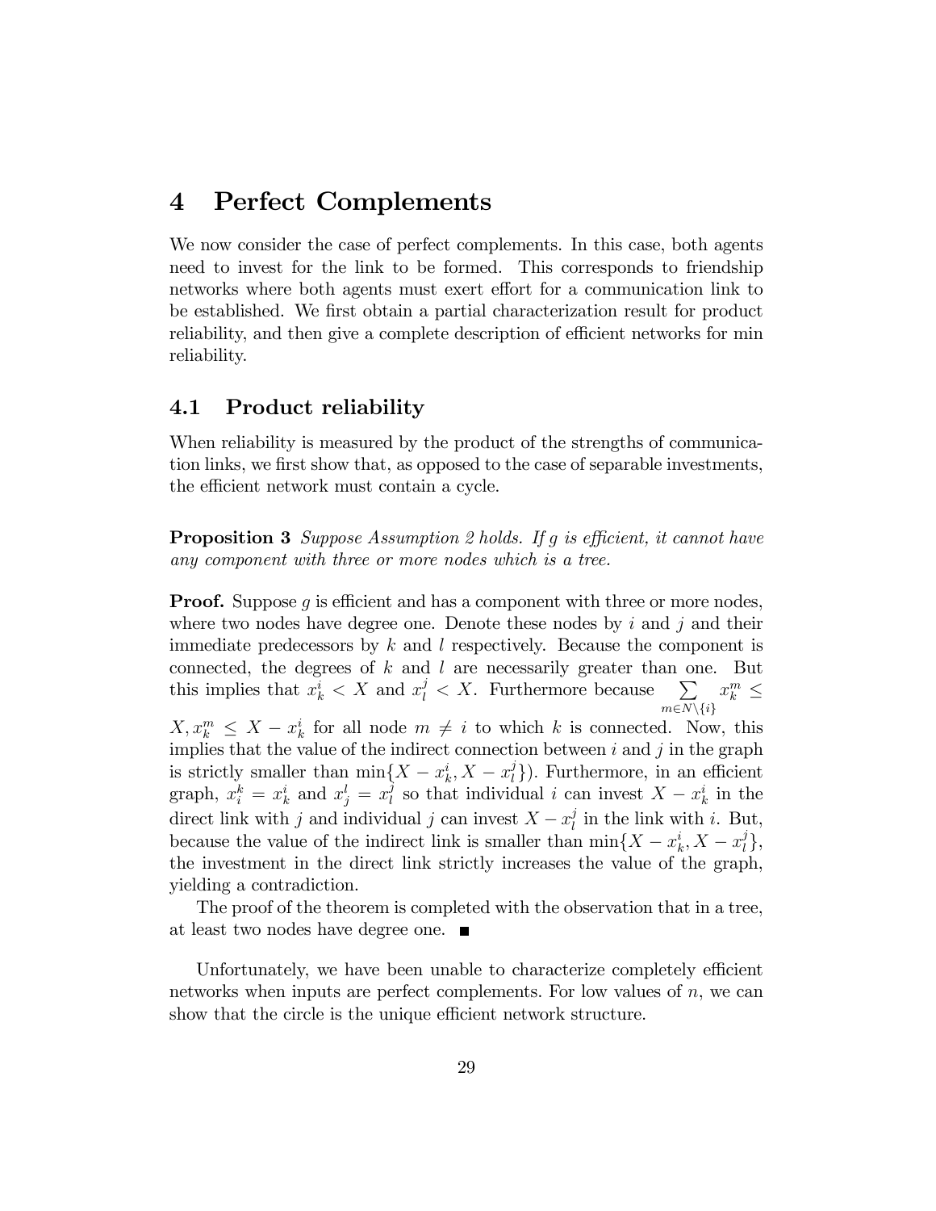# 4 Perfect Complements

We now consider the case of perfect complements. In this case, both agents need to invest for the link to be formed. This corresponds to friendship networks where both agents must exert effort for a communication link to be established. We first obtain a partial characterization result for product reliability, and then give a complete description of efficient networks for min reliability.

## 4.1 Product reliability

When reliability is measured by the product of the strengths of communication links, we first show that, as opposed to the case of separable investments, the efficient network must contain a cycle.

**Proposition 3** *Suppose Assumption 2 holds. If g is efficient, it cannot have any component with three or more nodes which is a tree.*

**Proof.** Suppose $g$ is efficient and has a component with three or more nodes, where two nodes have degree one. Denote these nodes by $i$ and $j$ and their immediate predecessors by $k$ and $l$ respectively. Because the component is connected, the degrees of $k$ and $l$ are necessarily greater than one. But this implies that $x_k^i < X$ and $x_l^j < X$. Furthermore because $\sum_{m \in N \setminus \{i\}} x_k^m \leq X, x_k^m \leq X - x_k^i$ for all node $m \neq i$ to which $k$ is connected. Now, this implies that the value of the indirect connection between $i$ and $j$ in the graph is strictly smaller than $\min\{X - x_k^i, X - x_l^j\}$). Furthermore, in an efficient graph, $x_i^k = x_k^i$ and $x_j^l = x_l^j$ so that individual $i$ can invest $X - x_k^i$ in the direct link with $j$ and individual $j$ can invest $X - x_l^j$ in the link with $i$. But, because the value of the indirect link is smaller than $\min\{X - x_k^i, X - x_l^j\}$, the investment in the direct link strictly increases the value of the graph, yielding a contradiction.

The proof of the theorem is completed with the observation that in a tree, at least two nodes have degree one. ∎

Unfortunately, we have been unable to characterize completely efficient networks when inputs are perfect complements. For low values of $n$, we can show that the circle is the unique efficient network structure.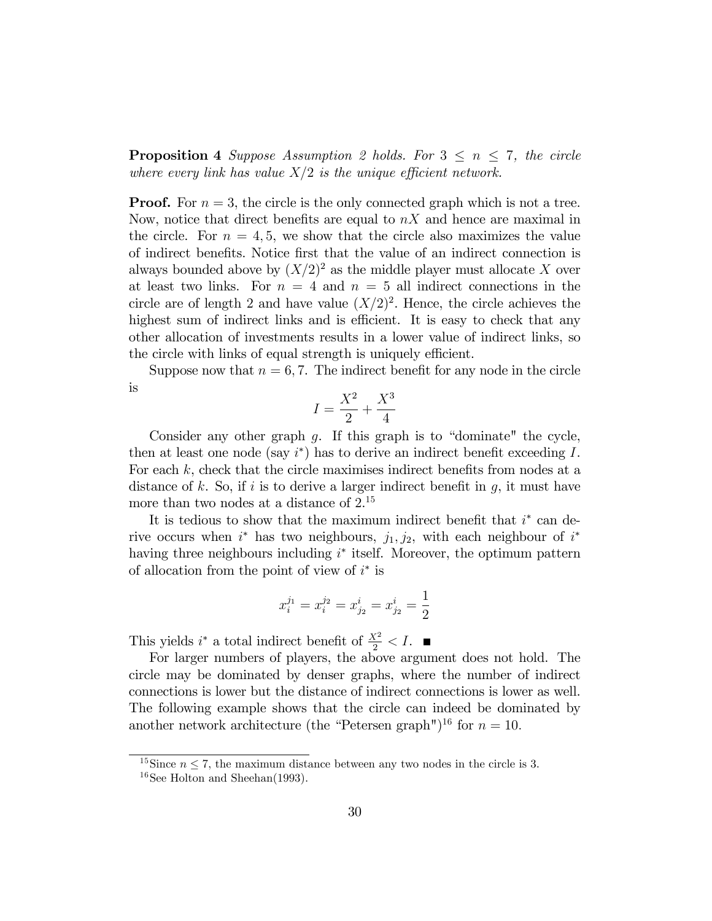**Proposition 4** *Suppose Assumption 2 holds. For $3 \leq n \leq 7$, the circle where every link has value $X/2$ is the unique efficient network.*

**Proof.** For $n = 3$, the circle is the only connected graph which is not a tree. Now, notice that direct benefits are equal to $nX$ and hence are maximal in the circle. For $n = 4, 5$, we show that the circle also maximizes the value of indirect benefits. Notice first that the value of an indirect connection is always bounded above by $(X/2)^2$ as the middle player must allocate $X$ over at least two links. For $n = 4$ and $n = 5$ all indirect connections in the circle are of length 2 and have value $(X/2)^2$. Hence, the circle achieves the highest sum of indirect links and is efficient. It is easy to check that any other allocation of investments results in a lower value of indirect links, so the circle with links of equal strength is uniquely efficient.

Suppose now that $n = 6, 7$. The indirect benefit for any node in the circle is

$$I = \frac{X^2}{2} + \frac{X^3}{4}$$

Consider any other graph $g$. If this graph is to "dominate" the cycle, then at least one node (say $i^*$) has to derive an indirect benefit exceeding $I$. For each $k$, check that the circle maximises indirect benefits from nodes at a distance of $k$. So, if $i$ is to derive a larger indirect benefit in $g$, it must have more than two nodes at a distance of 2.[15]

It is tedious to show that the maximum indirect benefit that $i^*$ can derive occurs when $i^*$ has two neighbours, $j_1, j_2$, with each neighbour of $i^*$ having three neighbours including $i^*$ itself. Moreover, the optimum pattern of allocation from the point of view of $i^*$ is

$$x_i^{j_1} = x_i^{j_2} = x_{j_2}^{i} = x_{j_2}^{i} = \frac{1}{2}$$

This yields $i^*$ a total indirect benefit of $\frac{X^2}{2} < I$. ■

For larger numbers of players, the above argument does not hold. The circle may be dominated by denser graphs, where the number of indirect connections is lower but the distance of indirect connections is lower as well. The following example shows that the circle can indeed be dominated by another network architecture (the "Petersen graph")[16] for $n = 10$.

---

[15] Since $n \leq 7$, the maximum distance between any two nodes in the circle is 3.

[16] See Holton and Sheehan(1993).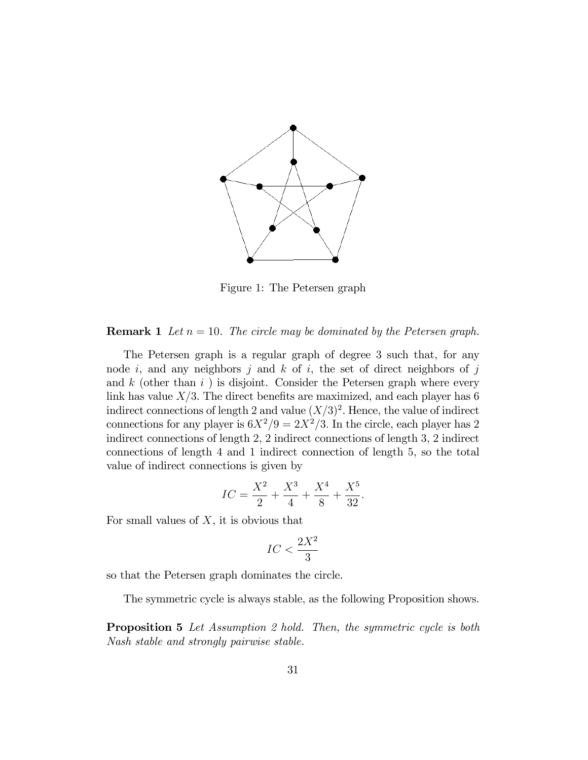Figure 1: The Petersen graph

**Remark 1** *Let $n = 10$. The circle may be dominated by the Petersen graph.*

The Petersen graph is a regular graph of degree 3 such that, for any node $i$, and any neighbors $j$ and $k$ of $i$, the set of direct neighbors of $j$ and $k$ (other than $i$ ) is disjoint. Consider the Petersen graph where every link has value $X/3$. The direct benefits are maximized, and each player has 6 indirect connections of length 2 and value $(X/3)^2$. Hence, the value of indirect connections for any player is $6X^2/9 = 2X^2/3$. In the circle, each player has 2 indirect connections of length 2, 2 indirect connections of length 3, 2 indirect connections of length 4 and 1 indirect connection of length 5, so the total value of indirect connections is given by

$$IC = \frac{X^2}{2} + \frac{X^3}{4} + \frac{X^4}{8} + \frac{X^5}{32}.$$

For small values of $X$, it is obvious that

$$IC < \frac{2X^2}{3}$$

so that the Petersen graph dominates the circle.

The symmetric cycle is always stable, as the following Proposition shows.

**Proposition 5** *Let Assumption 2 hold. Then, the symmetric cycle is both Nash stable and strongly pairwise stable.*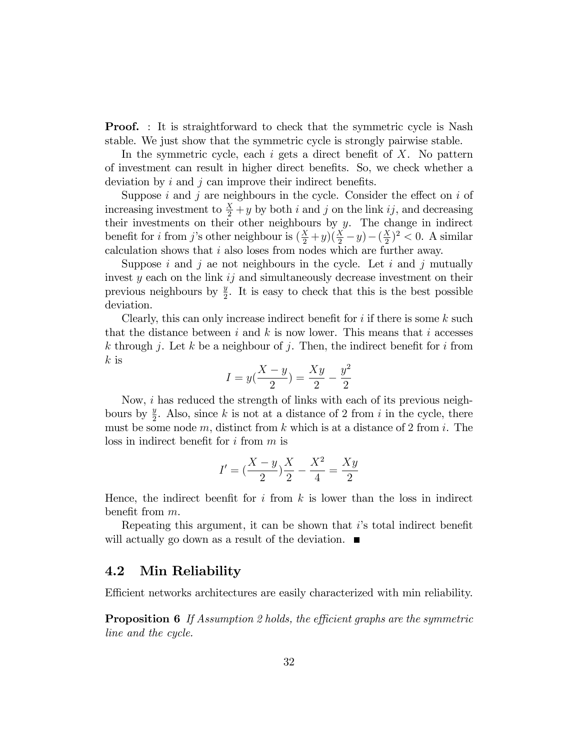**Proof.** : It is straightforward to check that the symmetric cycle is Nash stable. We just show that the symmetric cycle is strongly pairwise stable.

In the symmetric cycle, each $i$ gets a direct benefit of $X$. No pattern of investment can result in higher direct benefits. So, we check whether a deviation by $i$ and $j$ can improve their indirect benefits.

Suppose $i$ and $j$ are neighbours in the cycle. Consider the effect on $i$ of increasing investment to $\frac{X}{2}+y$ by both $i$ and $j$ on the link $ij$, and decreasing their investments on their other neighbours by $y$. The change in indirect benefit for $i$ from $j$'s other neighbour is $(\frac{X}{2}+y)(\frac{X}{2}-y)-(\frac{X}{2})^2 < 0$. A similar calculation shows that $i$ also loses from nodes which are further away.

Suppose $i$ and $j$ ae not neighbours in the cycle. Let $i$ and $j$ mutually invest $y$ each on the link $ij$ and simultaneously decrease investment on their previous neighbours by $\frac{y}{2}$. It is easy to check that this is the best possible deviation.

Clearly, this can only increase indirect benefit for $i$ if there is some $k$ such that the distance between $i$ and $k$ is now lower. This means that $i$ accesses $k$ through $j$. Let $k$ be a neighbour of $j$. Then, the indirect benefit for $i$ from $k$ is

$$I = y(\frac{X-y}{2}) = \frac{Xy}{2} - \frac{y^2}{2}$$

Now, $i$ has reduced the strength of links with each of its previous neighbours by $\frac{y}{2}$. Also, since $k$ is not at a distance of 2 from $i$ in the cycle, there must be some node $m$, distinct from $k$ which is at a distance of 2 from $i$. The loss in indirect benefit for $i$ from $m$ is

$$I' = (\frac{X-y}{2})\frac{X}{2} - \frac{X^2}{4} = \frac{Xy}{2}$$

Hence, the indirect beenfit for $i$ from $k$ is lower than the loss in indirect benefit from $m$.

Repeating this argument, it can be shown that $i$'s total indirect benefit will actually go down as a result of the deviation. ■

## 4.2 Min Reliability

Efficient networks architectures are easily characterized with min reliability.

**Proposition 6** *If Assumption 2 holds, the efficient graphs are the symmetric line and the cycle.*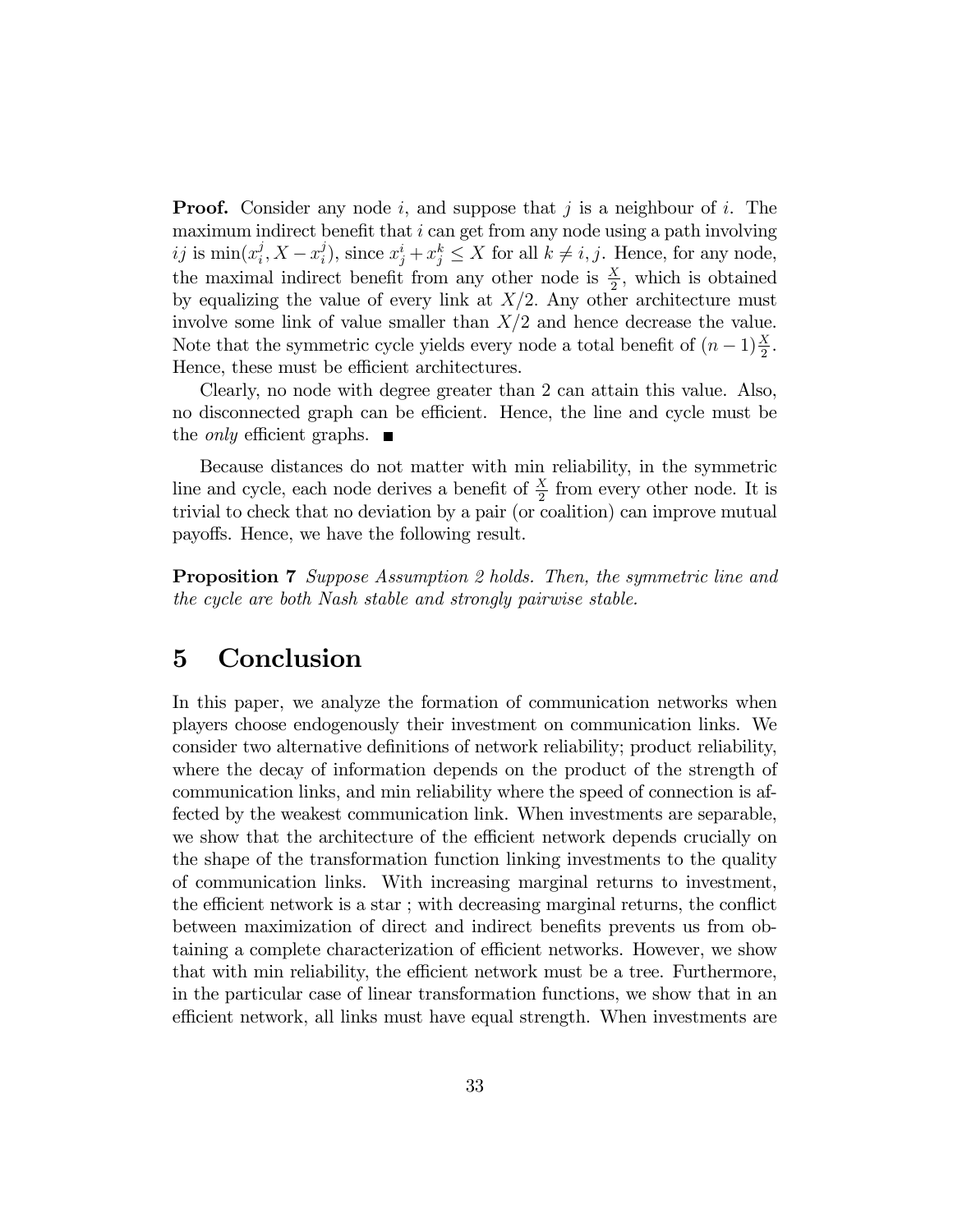**Proof.** Consider any node $i$, and suppose that $j$ is a neighbour of $i$. The maximum indirect benefit that $i$ can get from any node using a path involving $ij$ is $\min(x_i^j, X - x_i^j)$, since $x_j^i + x_j^k \leq X$ for all $k \neq i, j$. Hence, for any node, the maximal indirect benefit from any other node is $\frac{X}{2}$, which is obtained by equalizing the value of every link at $X/2$. Any other architecture must involve some link of value smaller than $X/2$ and hence decrease the value. Note that the symmetric cycle yields every node a total benefit of $(n-1)\frac{X}{2}$. Hence, these must be efficient architectures.

Clearly, no node with degree greater than 2 can attain this value. Also, no disconnected graph can be efficient. Hence, the line and cycle must be the *only* efficient graphs. ∎

Because distances do not matter with min reliability, in the symmetric line and cycle, each node derives a benefit of $\frac{X}{2}$ from every other node. It is trivial to check that no deviation by a pair (or coalition) can improve mutual payoffs. Hence, we have the following result.

**Proposition 7** *Suppose Assumption 2 holds. Then, the symmetric line and the cycle are both Nash stable and strongly pairwise stable.*

# 5 Conclusion

In this paper, we analyze the formation of communication networks when players choose endogenously their investment on communication links. We consider two alternative definitions of network reliability; product reliability, where the decay of information depends on the product of the strength of communication links, and min reliability where the speed of connection is affected by the weakest communication link. When investments are separable, we show that the architecture of the efficient network depends crucially on the shape of the transformation function linking investments to the quality of communication links. With increasing marginal returns to investment, the efficient network is a star ; with decreasing marginal returns, the conflict between maximization of direct and indirect benefits prevents us from obtaining a complete characterization of efficient networks. However, we show that with min reliability, the efficient network must be a tree. Furthermore, in the particular case of linear transformation functions, we show that in an efficient network, all links must have equal strength. When investments are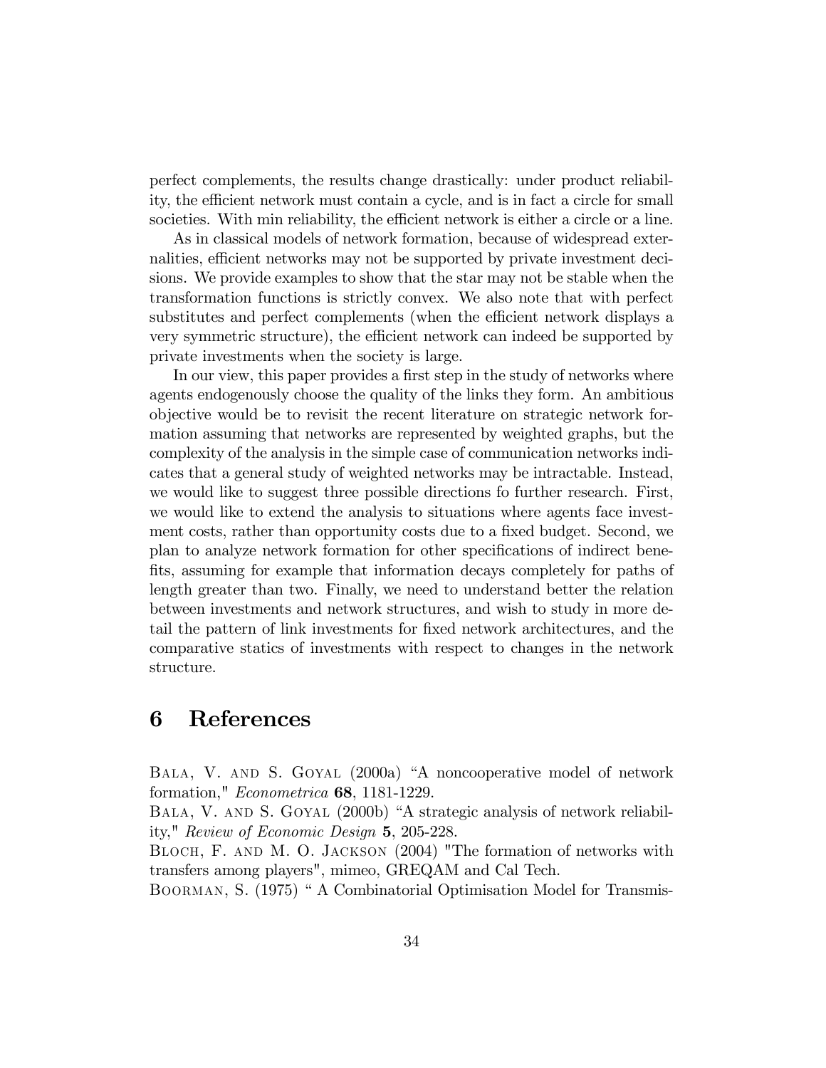perfect complements, the results change drastically: under product reliability, the efficient network must contain a cycle, and is in fact a circle for small societies. With min reliability, the efficient network is either a circle or a line.

As in classical models of network formation, because of widespread externalities, efficient networks may not be supported by private investment decisions. We provide examples to show that the star may not be stable when the transformation functions is strictly convex. We also note that with perfect substitutes and perfect complements (when the efficient network displays a very symmetric structure), the efficient network can indeed be supported by private investments when the society is large.

In our view, this paper provides a first step in the study of networks where agents endogenously choose the quality of the links they form. An ambitious objective would be to revisit the recent literature on strategic network formation assuming that networks are represented by weighted graphs, but the complexity of the analysis in the simple case of communication networks indicates that a general study of weighted networks may be intractable. Instead, we would like to suggest three possible directions fo further research. First, we would like to extend the analysis to situations where agents face investment costs, rather than opportunity costs due to a fixed budget. Second, we plan to analyze network formation for other specifications of indirect benefits, assuming for example that information decays completely for paths of length greater than two. Finally, we need to understand better the relation between investments and network structures, and wish to study in more detail the pattern of link investments for fixed network architectures, and the comparative statics of investments with respect to changes in the network structure.

# 6 References

Bala, V. and S. Goyal (2000a) "A noncooperative model of network formation," *Econometrica* **68**, 1181-1229.

Bala, V. and S. Goyal (2000b) "A strategic analysis of network reliability," *Review of Economic Design* **5**, 205-228.

Bloch, F. and M. O. Jackson (2004) "The formation of networks with transfers among players", mimeo, GREQAM and Cal Tech.

Boorman, S. (1975) " A Combinatorial Optimisation Model for Transmis-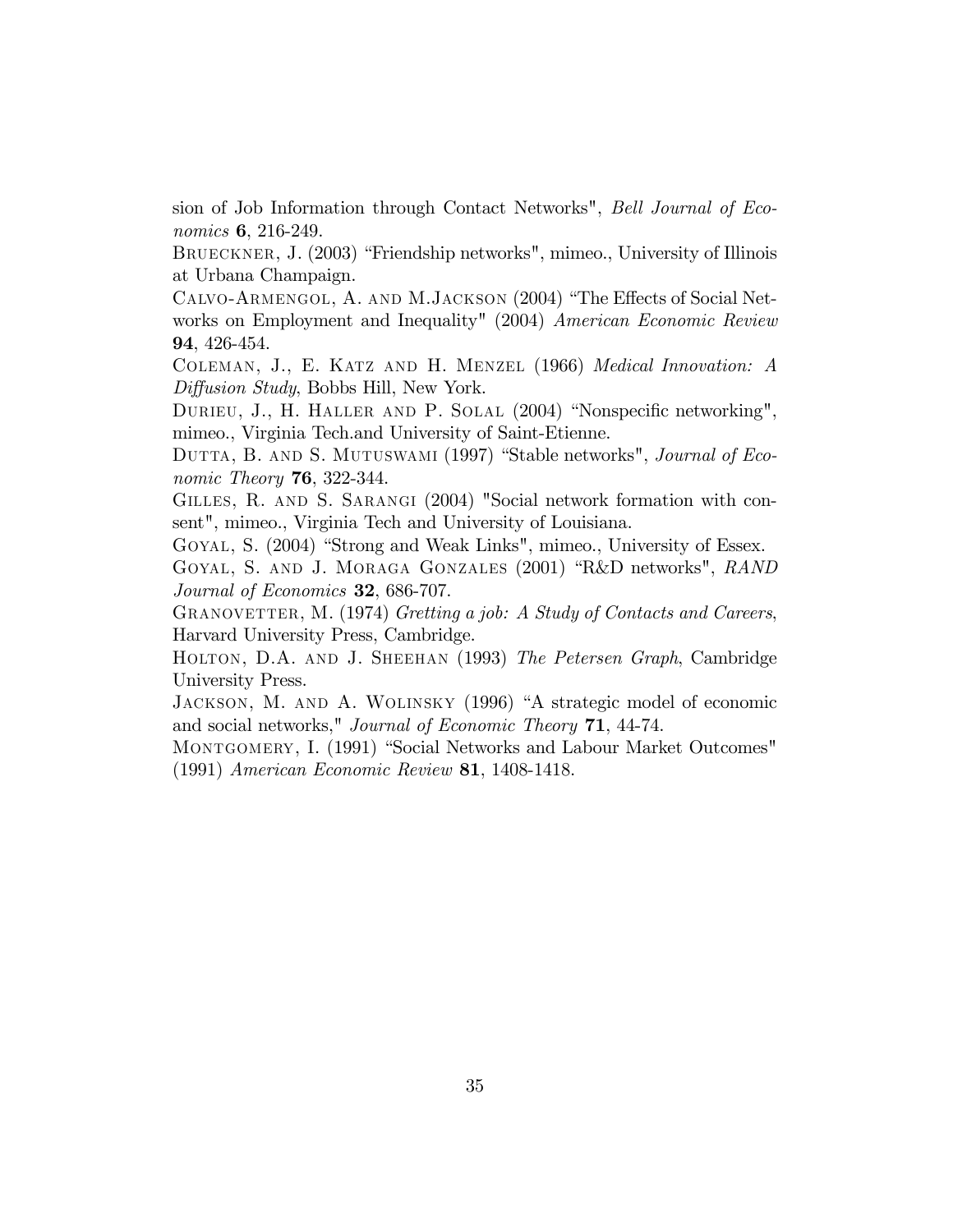sion of Job Information through Contact Networks", *Bell Journal of Economics* **6**, 216-249.

Brueckner, J. (2003) "Friendship networks", mimeo., University of Illinois at Urbana Champaign.

Calvo-Armengol, A. and M.Jackson (2004) "The Effects of Social Networks on Employment and Inequality" (2004) *American Economic Review* **94**, 426-454.

Coleman, J., E. Katz and H. Menzel (1966) *Medical Innovation: A Diffusion Study*, Bobbs Hill, New York.

Durieu, J., H. Haller and P. Solal (2004) "Nonspecific networking", mimeo., Virginia Tech.and University of Saint-Etienne.

Dutta, B. and S. Mutuswami (1997) "Stable networks", *Journal of Economic Theory* **76**, 322-344.

Gilles, R. and S. Sarangi (2004) "Social network formation with consent", mimeo., Virginia Tech and University of Louisiana.

Goyal, S. (2004) "Strong and Weak Links", mimeo., University of Essex.

Goyal, S. and J. Moraga Gonzales (2001) "R&D networks", *RAND Journal of Economics* **32**, 686-707.

Granovetter, M. (1974) *Gretting a job: A Study of Contacts and Careers*, Harvard University Press, Cambridge.

Holton, D.A. and J. Sheehan (1993) *The Petersen Graph*, Cambridge University Press.

Jackson, M. and A. Wolinsky (1996) "A strategic model of economic and social networks," *Journal of Economic Theory* **71**, 44-74.

Montgomery, I. (1991) "Social Networks and Labour Market Outcomes" (1991) *American Economic Review* **81**, 1408-1418.